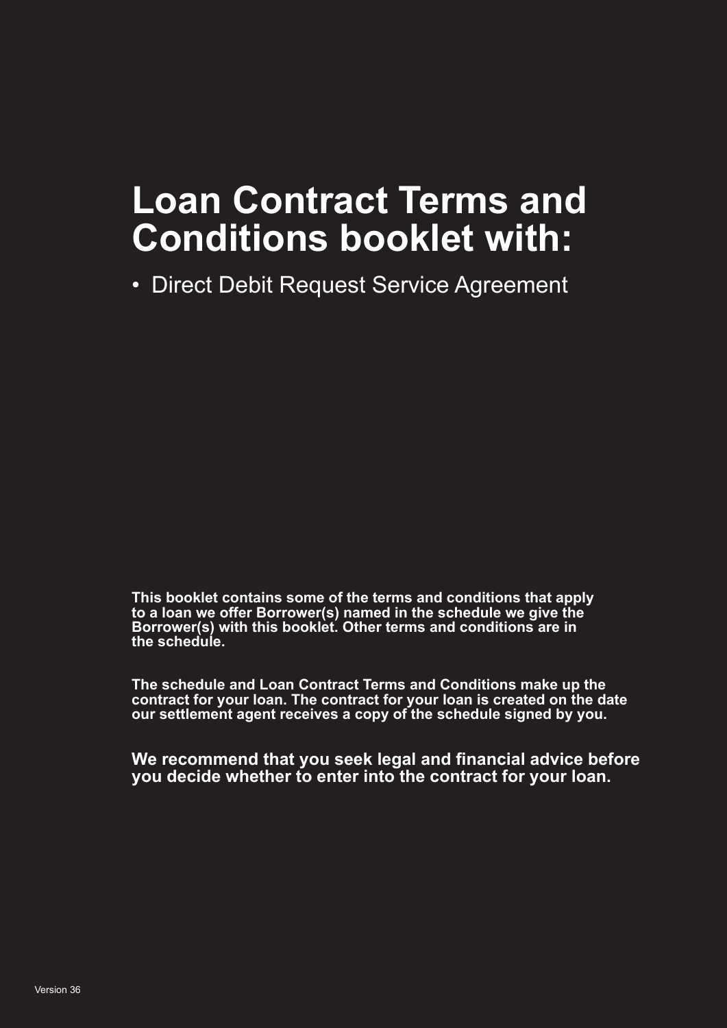# Loan Contract Terms and Conditions booklet with:

- Direct Debit Request Service Agreement

**This booklet contains some of the terms and conditions that apply to a loan we offer Borrower(s) named in the schedule we give the Borrower(s) with this booklet. Other terms and conditions are in the schedule.**

**The schedule and Loan Contract Terms and Conditions make up the contract for your loan. The contract for your loan is created on the date our settlement agent receives a copy of the schedule signed by you.**

**We recommend that you seek legal and financial advice before you decide whether to enter into the contract for your loan.**

Version 36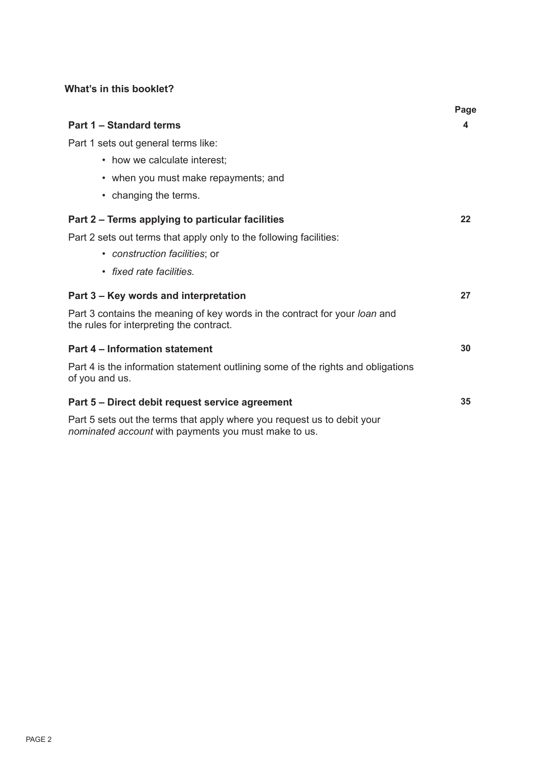## What's in this booklet?

| | Page |
|---|---|
| **Part 1 – Standard terms** | **4** |
| **Part 2 – Terms applying to particular facilities** | **22** |
| **Part 3 – Key words and interpretation** | **27** |
| **Part 4 – Information statement** | **30** |
| **Part 5 – Direct debit request service agreement** | **35** |

**Part 1 – Standard terms** — Page 4

Part 1 sets out general terms like:

- how we calculate interest;
- when you must make repayments; and
- changing the terms.

**Part 2 – Terms applying to particular facilities** — Page 22

Part 2 sets out terms that apply only to the following facilities:

- *construction facilities*; or
- *fixed rate facilities.*

**Part 3 – Key words and interpretation** — Page 27

Part 3 contains the meaning of key words in the contract for your *loan* and the rules for interpreting the contract.

**Part 4 – Information statement** — Page 30

Part 4 is the information statement outlining some of the rights and obligations of you and us.

**Part 5 – Direct debit request service agreement** — Page 35

Part 5 sets out the terms that apply where you request us to debit your *nominated account* with payments you must make to us.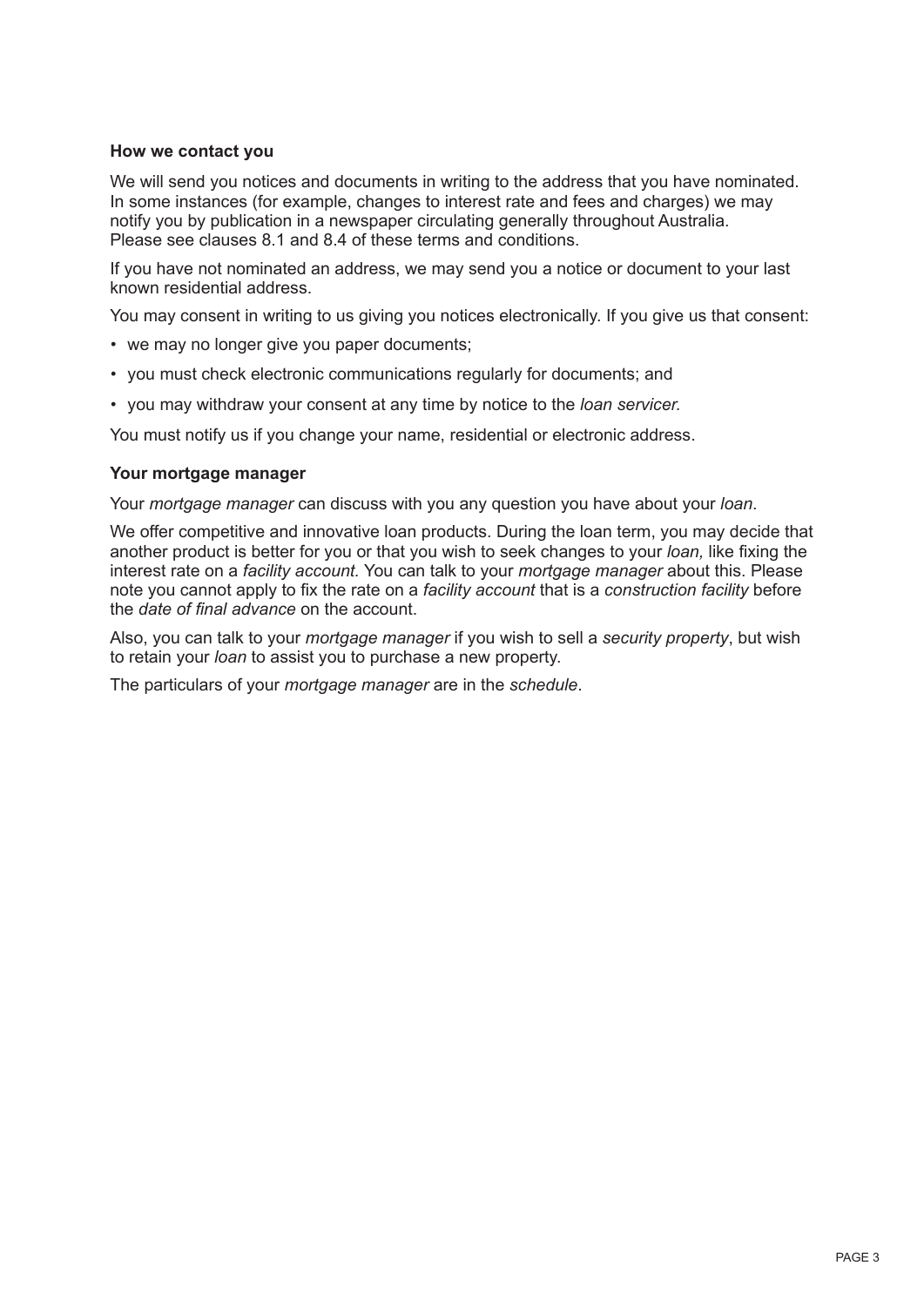**How we contact you**

We will send you notices and documents in writing to the address that you have nominated. In some instances (for example, changes to interest rate and fees and charges) we may notify you by publication in a newspaper circulating generally throughout Australia. Please see clauses 8.1 and 8.4 of these terms and conditions.

If you have not nominated an address, we may send you a notice or document to your last known residential address.

You may consent in writing to us giving you notices electronically. If you give us that consent:

- we may no longer give you paper documents;
- you must check electronic communications regularly for documents; and
- you may withdraw your consent at any time by notice to the *loan servicer*.

You must notify us if you change your name, residential or electronic address.

**Your mortgage manager**

Your *mortgage manager* can discuss with you any question you have about your *loan*.

We offer competitive and innovative loan products. During the loan term, you may decide that another product is better for you or that you wish to seek changes to your *loan,* like fixing the interest rate on a *facility account.* You can talk to your *mortgage manager* about this. Please note you cannot apply to fix the rate on a *facility account* that is a *construction facility* before the *date of final advance* on the account.

Also, you can talk to your *mortgage manager* if you wish to sell a *security property*, but wish to retain your *loan* to assist you to purchase a new property.

The particulars of your *mortgage manager* are in the *schedule*.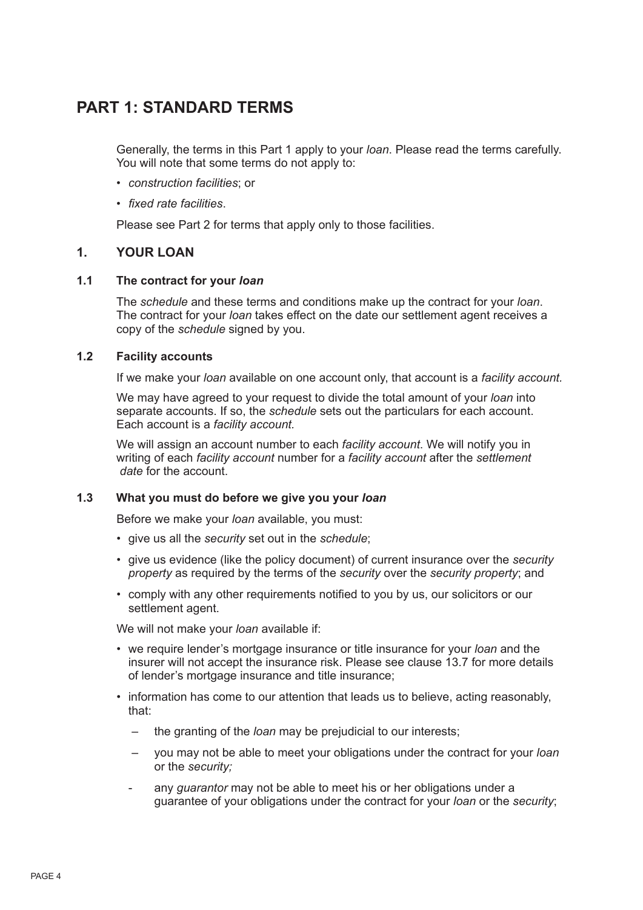# PART 1: STANDARD TERMS

Generally, the terms in this Part 1 apply to your *loan*. Please read the terms carefully. You will note that some terms do not apply to:

- *construction facilities*; or
- *fixed rate facilities*.

Please see Part 2 for terms that apply only to those facilities.

## 1. YOUR LOAN

### 1.1 The contract for your *loan*

The *schedule* and these terms and conditions make up the contract for your *loan*. The contract for your *loan* takes effect on the date our settlement agent receives a copy of the *schedule* signed by you.

### 1.2 Facility accounts

If we make your *loan* available on one account only, that account is a *facility account*.

We may have agreed to your request to divide the total amount of your *loan* into separate accounts. If so, the *schedule* sets out the particulars for each account. Each account is a *facility account*.

We will assign an account number to each *facility account*. We will notify you in writing of each *facility account* number for a *facility account* after the *settlement date* for the account.

### 1.3 What you must do before we give you your *loan*

Before we make your *loan* available, you must:

- give us all the *security* set out in the *schedule*;
- give us evidence (like the policy document) of current insurance over the *security property* as required by the terms of the *security* over the *security property*; and
- comply with any other requirements notified to you by us, our solicitors or our settlement agent.

We will not make your *loan* available if:

- we require lender's mortgage insurance or title insurance for your *loan* and the insurer will not accept the insurance risk. Please see clause 13.7 for more details of lender's mortgage insurance and title insurance;
- information has come to our attention that leads us to believe, acting reasonably, that:
  - the granting of the *loan* may be prejudicial to our interests;
  - you may not be able to meet your obligations under the contract for your *loan* or the *security;*
  - any *guarantor* may not be able to meet his or her obligations under a guarantee of your obligations under the contract for your *loan* or the *security*;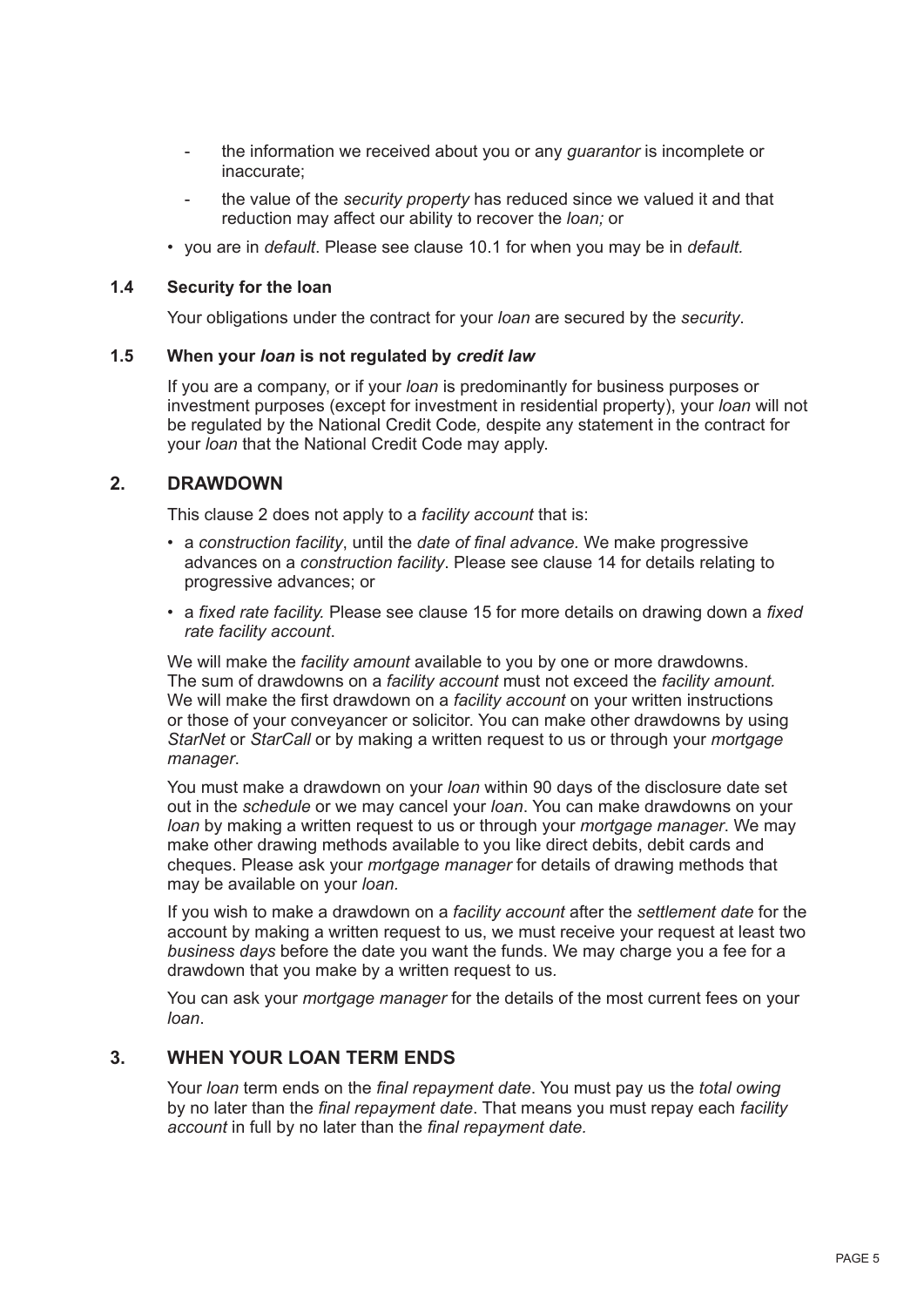- the information we received about you or any *guarantor* is incomplete or inaccurate;
- the value of the *security property* has reduced since we valued it and that reduction may affect our ability to recover the *loan;* or

- you are in *default*. Please see clause 10.1 for when you may be in *default.*

### 1.4 Security for the loan

Your obligations under the contract for your *loan* are secured by the *security*.

### 1.5 When your *loan* is not regulated by *credit law*

If you are a company, or if your *loan* is predominantly for business purposes or investment purposes (except for investment in residential property), your *loan* will not be regulated by the National Credit Code*,* despite any statement in the contract for your *loan* that the National Credit Code may apply.

## 2. DRAWDOWN

This clause 2 does not apply to a *facility account* that is:

- a *construction facility*, until the *date of final advance.* We make progressive advances on a *construction facility*. Please see clause 14 for details relating to progressive advances; or
- a *fixed rate facility.* Please see clause 15 for more details on drawing down a *fixed rate facility account*.

We will make the *facility amount* available to you by one or more drawdowns. The sum of drawdowns on a *facility account* must not exceed the *facility amount*. We will make the first drawdown on a *facility account* on your written instructions or those of your conveyancer or solicitor. You can make other drawdowns by using *StarNet* or *StarCall* or by making a written request to us or through your *mortgage manager*.

You must make a drawdown on your *loan* within 90 days of the disclosure date set out in the *schedule* or we may cancel your *loan*. You can make drawdowns on your *loan* by making a written request to us or through your *mortgage manager*. We may make other drawing methods available to you like direct debits, debit cards and cheques. Please ask your *mortgage manager* for details of drawing methods that may be available on your *loan.*

If you wish to make a drawdown on a *facility account* after the *settlement date* for the account by making a written request to us, we must receive your request at least two *business days* before the date you want the funds. We may charge you a fee for a drawdown that you make by a written request to us*.*

You can ask your *mortgage manager* for the details of the most current fees on your *loan*.

## 3. WHEN YOUR LOAN TERM ENDS

Your *loan* term ends on the *final repayment date*. You must pay us the *total owing* by no later than the *final repayment date*. That means you must repay each *facility account* in full by no later than the *final repayment date.*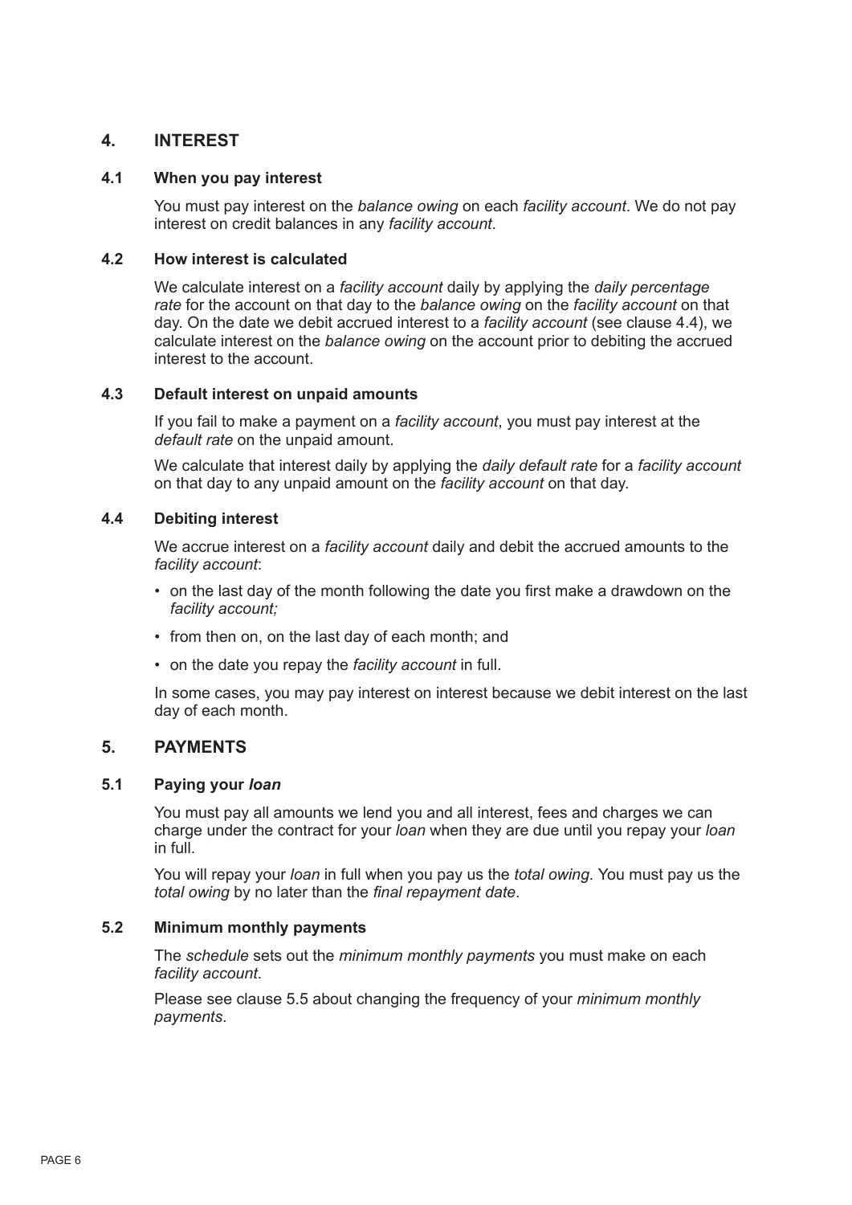## 4. INTEREST

### 4.1 When you pay interest

You must pay interest on the *balance owing* on each *facility account*. We do not pay interest on credit balances in any *facility account*.

### 4.2 How interest is calculated

We calculate interest on a *facility account* daily by applying the *daily percentage rate* for the account on that day to the *balance owing* on the *facility account* on that day. On the date we debit accrued interest to a *facility account* (see clause 4.4), we calculate interest on the *balance owing* on the account prior to debiting the accrued interest to the account.

### 4.3 Default interest on unpaid amounts

If you fail to make a payment on a *facility account*, you must pay interest at the *default rate* on the unpaid amount.

We calculate that interest daily by applying the *daily default rate* for a *facility account* on that day to any unpaid amount on the *facility account* on that day.

### 4.4 Debiting interest

We accrue interest on a *facility account* daily and debit the accrued amounts to the *facility account*:

- on the last day of the month following the date you first make a drawdown on the *facility account;*
- from then on, on the last day of each month; and
- on the date you repay the *facility account* in full.

In some cases, you may pay interest on interest because we debit interest on the last day of each month.

## 5. PAYMENTS

### 5.1 Paying your *loan*

You must pay all amounts we lend you and all interest, fees and charges we can charge under the contract for your *loan* when they are due until you repay your *loan* in full.

You will repay your *loan* in full when you pay us the *total owing.* You must pay us the *total owing* by no later than the *final repayment date*.

### 5.2 Minimum monthly payments

The *schedule* sets out the *minimum monthly payments* you must make on each *facility account*.

Please see clause 5.5 about changing the frequency of your *minimum monthly payments*.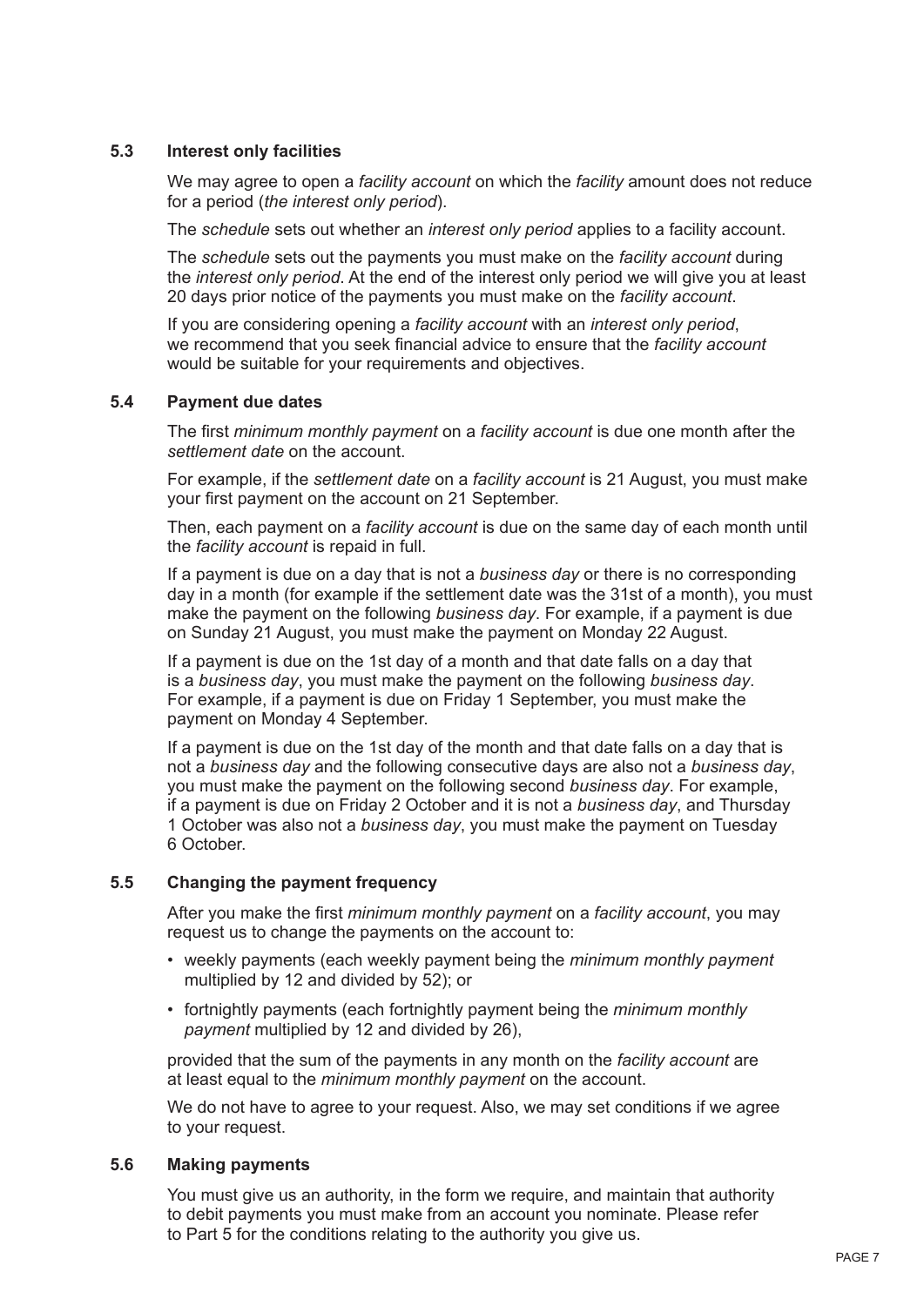### 5.3 Interest only facilities

We may agree to open a *facility account* on which the *facility* amount does not reduce for a period (*the interest only period*).

The *schedule* sets out whether an *interest only period* applies to a facility account.

The *schedule* sets out the payments you must make on the *facility account* during the *interest only period*. At the end of the interest only period we will give you at least 20 days prior notice of the payments you must make on the *facility account*.

If you are considering opening a *facility account* with an *interest only period*, we recommend that you seek financial advice to ensure that the *facility account* would be suitable for your requirements and objectives.

### 5.4 Payment due dates

The first *minimum monthly payment* on a *facility account* is due one month after the *settlement date* on the account.

For example, if the *settlement date* on a *facility account* is 21 August, you must make your first payment on the account on 21 September.

Then, each payment on a *facility account* is due on the same day of each month until the *facility account* is repaid in full.

If a payment is due on a day that is not a *business day* or there is no corresponding day in a month (for example if the settlement date was the 31st of a month), you must make the payment on the following *business day*. For example, if a payment is due on Sunday 21 August, you must make the payment on Monday 22 August.

If a payment is due on the 1st day of a month and that date falls on a day that is a *business day*, you must make the payment on the following *business day*. For example, if a payment is due on Friday 1 September, you must make the payment on Monday 4 September.

If a payment is due on the 1st day of the month and that date falls on a day that is not a *business day* and the following consecutive days are also not a *business day*, you must make the payment on the following second *business day*. For example, if a payment is due on Friday 2 October and it is not a *business day*, and Thursday 1 October was also not a *business day*, you must make the payment on Tuesday 6 October.

### 5.5 Changing the payment frequency

After you make the first *minimum monthly payment* on a *facility account*, you may request us to change the payments on the account to:

- weekly payments (each weekly payment being the *minimum monthly payment* multiplied by 12 and divided by 52); or
- fortnightly payments (each fortnightly payment being the *minimum monthly payment* multiplied by 12 and divided by 26),

provided that the sum of the payments in any month on the *facility account* are at least equal to the *minimum monthly payment* on the account.

We do not have to agree to your request. Also, we may set conditions if we agree to your request.

### 5.6 Making payments

You must give us an authority, in the form we require, and maintain that authority to debit payments you must make from an account you nominate. Please refer to Part 5 for the conditions relating to the authority you give us.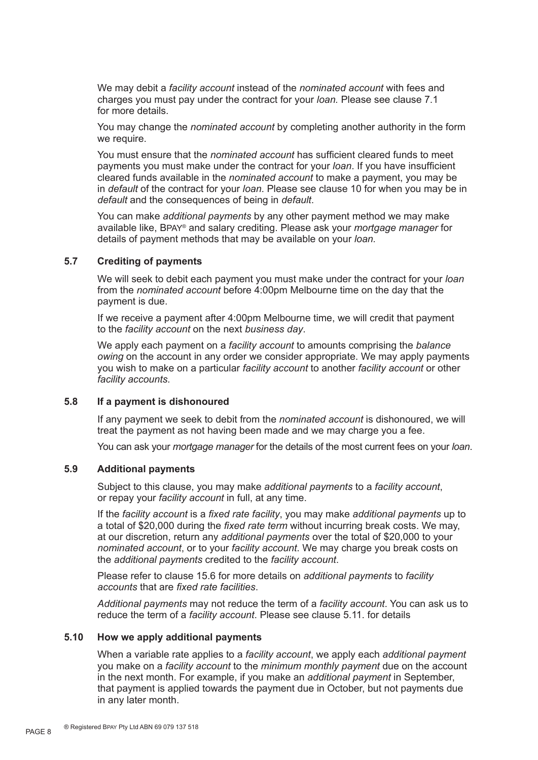We may debit a *facility account* instead of the *nominated account* with fees and charges you must pay under the contract for your *loan.* Please see clause 7.1 for more details.

You may change the *nominated account* by completing another authority in the form we require.

You must ensure that the *nominated account* has sufficient cleared funds to meet payments you must make under the contract for your *loan*. If you have insufficient cleared funds available in the *nominated account* to make a payment, you may be in *default* of the contract for your *loan*. Please see clause 10 for when you may be in *default* and the consequences of being in *default*.

You can make *additional payments* by any other payment method we may make available like, BPAY® and salary crediting. Please ask your *mortgage manager* for details of payment methods that may be available on your *loan*.

### 5.7 Crediting of payments

We will seek to debit each payment you must make under the contract for your *loan* from the *nominated account* before 4:00pm Melbourne time on the day that the payment is due.

If we receive a payment after 4:00pm Melbourne time, we will credit that payment to the *facility account* on the next *business day*.

We apply each payment on a *facility account* to amounts comprising the *balance owing* on the account in any order we consider appropriate. We may apply payments you wish to make on a particular *facility account* to another *facility account* or other *facility accounts.*

### 5.8 If a payment is dishonoured

If any payment we seek to debit from the *nominated account* is dishonoured, we will treat the payment as not having been made and we may charge you a fee.

You can ask your *mortgage manager* for the details of the most current fees on your *loan*.

### 5.9 Additional payments

Subject to this clause, you may make *additional payments* to a *facility account*, or repay your *facility account* in full, at any time.

If the *facility account* is a *fixed rate facility*, you may make *additional payments* up to a total of $20,000 during the *fixed rate term* without incurring break costs. We may, at our discretion, return any *additional payments* over the total of $20,000 to your *nominated account*, or to your *facility account*. We may charge you break costs on the *additional payments* credited to the *facility account*.

Please refer to clause 15.6 for more details on *additional payments* to *facility accounts* that are *fixed rate facilities*.

*Additional payments* may not reduce the term of a *facility account*. You can ask us to reduce the term of a *facility account*. Please see clause 5.11. for details

### 5.10 How we apply additional payments

When a variable rate applies to a *facility account*, we apply each *additional payment* you make on a *facility account* to the *minimum monthly payment* due on the account in the next month. For example, if you make an *additional payment* in September, that payment is applied towards the payment due in October, but not payments due in any later month.

® Registered BPAY Pty Ltd ABN 69 079 137 518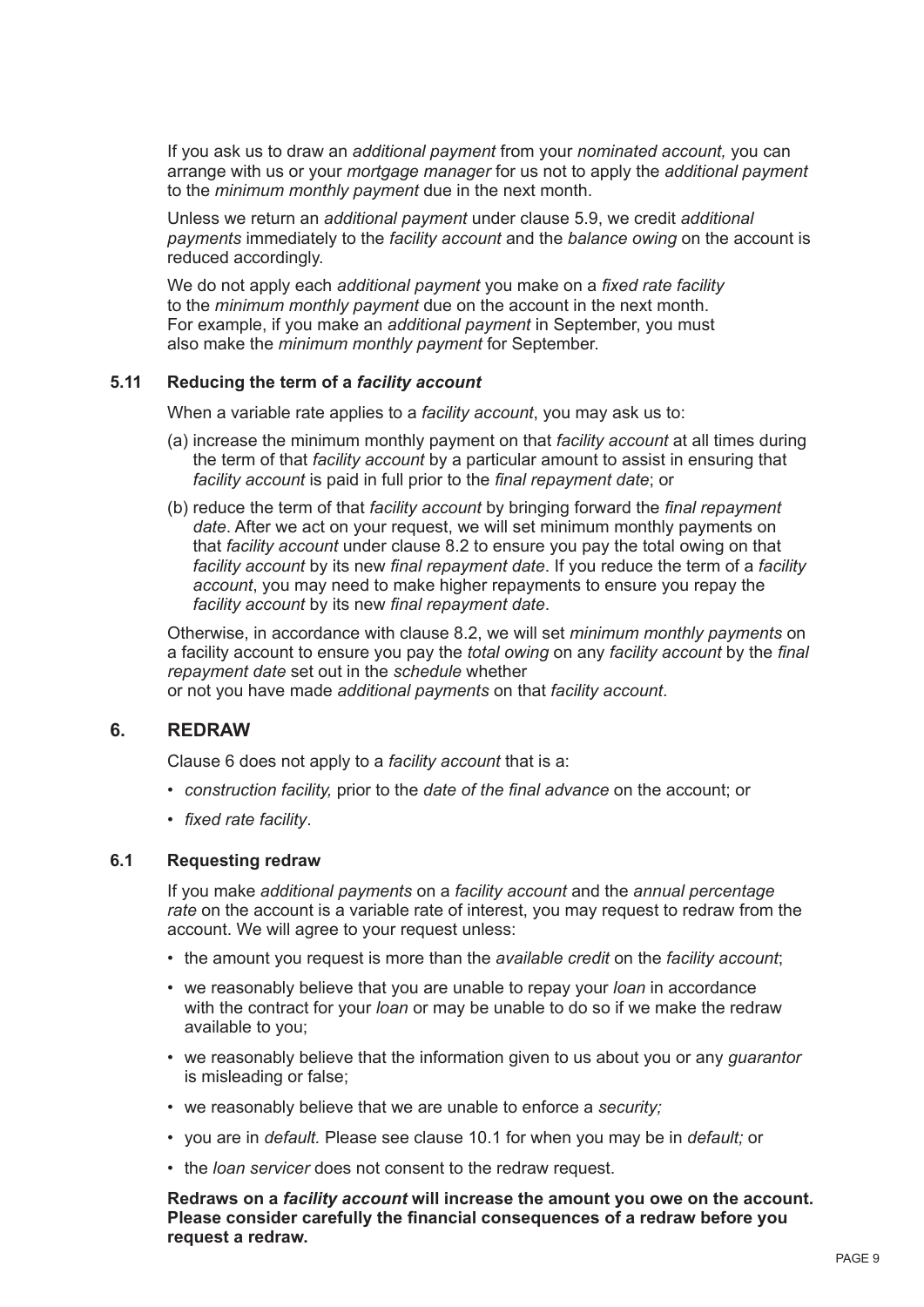If you ask us to draw an *additional payment* from your *nominated account,* you can arrange with us or your *mortgage manager* for us not to apply the *additional payment* to the *minimum monthly payment* due in the next month.

Unless we return an *additional payment* under clause 5.9, we credit *additional payments* immediately to the *facility account* and the *balance owing* on the account is reduced accordingly.

We do not apply each *additional payment* you make on a *fixed rate facility* to the *minimum monthly payment* due on the account in the next month. For example, if you make an *additional payment* in September, you must also make the *minimum monthly payment* for September.

### 5.11 Reducing the term of a *facility account*

When a variable rate applies to a *facility account*, you may ask us to:

(a) increase the minimum monthly payment on that *facility account* at all times during the term of that *facility account* by a particular amount to assist in ensuring that *facility account* is paid in full prior to the *final repayment date*; or

(b) reduce the term of that *facility account* by bringing forward the *final repayment date*. After we act on your request, we will set minimum monthly payments on that *facility account* under clause 8.2 to ensure you pay the total owing on that *facility account* by its new *final repayment date*. If you reduce the term of a *facility account*, you may need to make higher repayments to ensure you repay the *facility account* by its new *final repayment date*.

Otherwise, in accordance with clause 8.2, we will set *minimum monthly payments* on a facility account to ensure you pay the *total owing* on any *facility account* by the *final repayment date* set out in the *schedule* whether or not you have made *additional payments* on that *facility account*.

## 6. REDRAW

Clause 6 does not apply to a *facility account* that is a:

- *construction facility,* prior to the *date of the final advance* on the account; or
- *fixed rate facility*.

### 6.1 Requesting redraw

If you make *additional payments* on a *facility account* and the *annual percentage rate* on the account is a variable rate of interest, you may request to redraw from the account. We will agree to your request unless:

- the amount you request is more than the *available credit* on the *facility account*;
- we reasonably believe that you are unable to repay your *loan* in accordance with the contract for your *loan* or may be unable to do so if we make the redraw available to you;
- we reasonably believe that the information given to us about you or any *guarantor* is misleading or false;
- we reasonably believe that we are unable to enforce a *security;*
- you are in *default.* Please see clause 10.1 for when you may be in *default;* or
- the *loan servicer* does not consent to the redraw request.

**Redraws on a *facility account* will increase the amount you owe on the account. Please consider carefully the financial consequences of a redraw before you request a redraw.**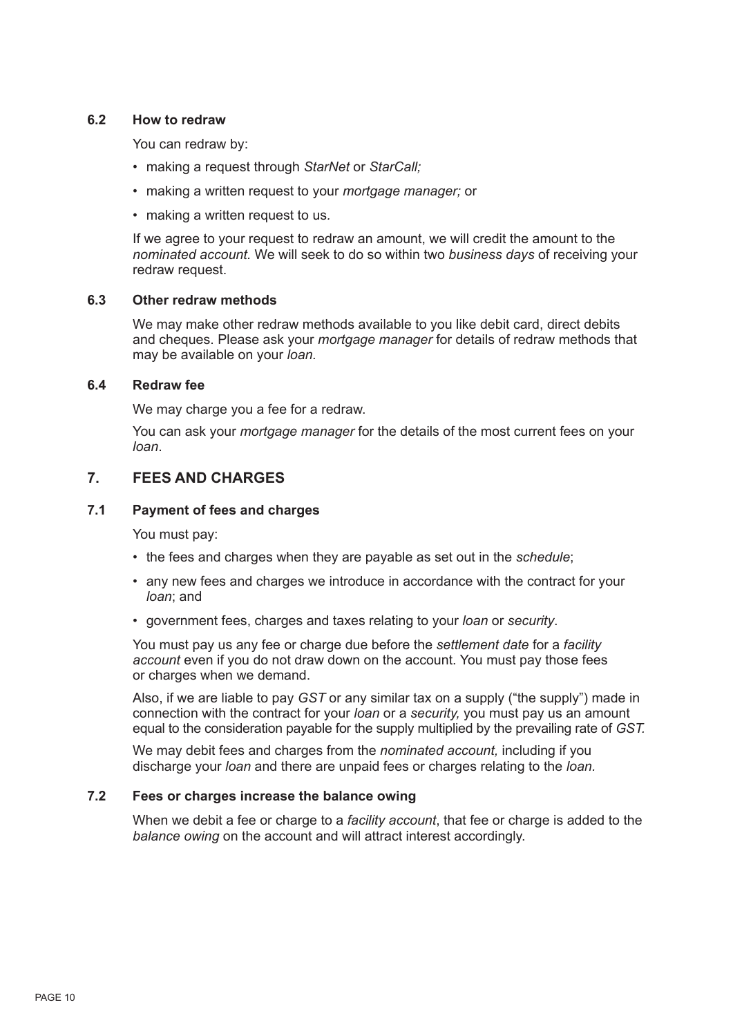### 6.2 How to redraw

You can redraw by:

- making a request through *StarNet* or *StarCall;*
- making a written request to your *mortgage manager;* or
- making a written request to us.

If we agree to your request to redraw an amount, we will credit the amount to the *nominated account.* We will seek to do so within two *business days* of receiving your redraw request.

### 6.3 Other redraw methods

We may make other redraw methods available to you like debit card, direct debits and cheques. Please ask your *mortgage manager* for details of redraw methods that may be available on your *loan.*

### 6.4 Redraw fee

We may charge you a fee for a redraw.

You can ask your *mortgage manager* for the details of the most current fees on your *loan*.

## 7. FEES AND CHARGES

### 7.1 Payment of fees and charges

You must pay:

- the fees and charges when they are payable as set out in the *schedule*;
- any new fees and charges we introduce in accordance with the contract for your *loan*; and
- government fees, charges and taxes relating to your *loan* or *security*.

You must pay us any fee or charge due before the *settlement date* for a *facility account* even if you do not draw down on the account. You must pay those fees or charges when we demand.

Also, if we are liable to pay *GST* or any similar tax on a supply ("the supply") made in connection with the contract for your *loan* or a *security,* you must pay us an amount equal to the consideration payable for the supply multiplied by the prevailing rate of *GST.*

We may debit fees and charges from the *nominated account,* including if you discharge your *loan* and there are unpaid fees or charges relating to the *loan.*

### 7.2 Fees or charges increase the balance owing

When we debit a fee or charge to a *facility account*, that fee or charge is added to the *balance owing* on the account and will attract interest accordingly.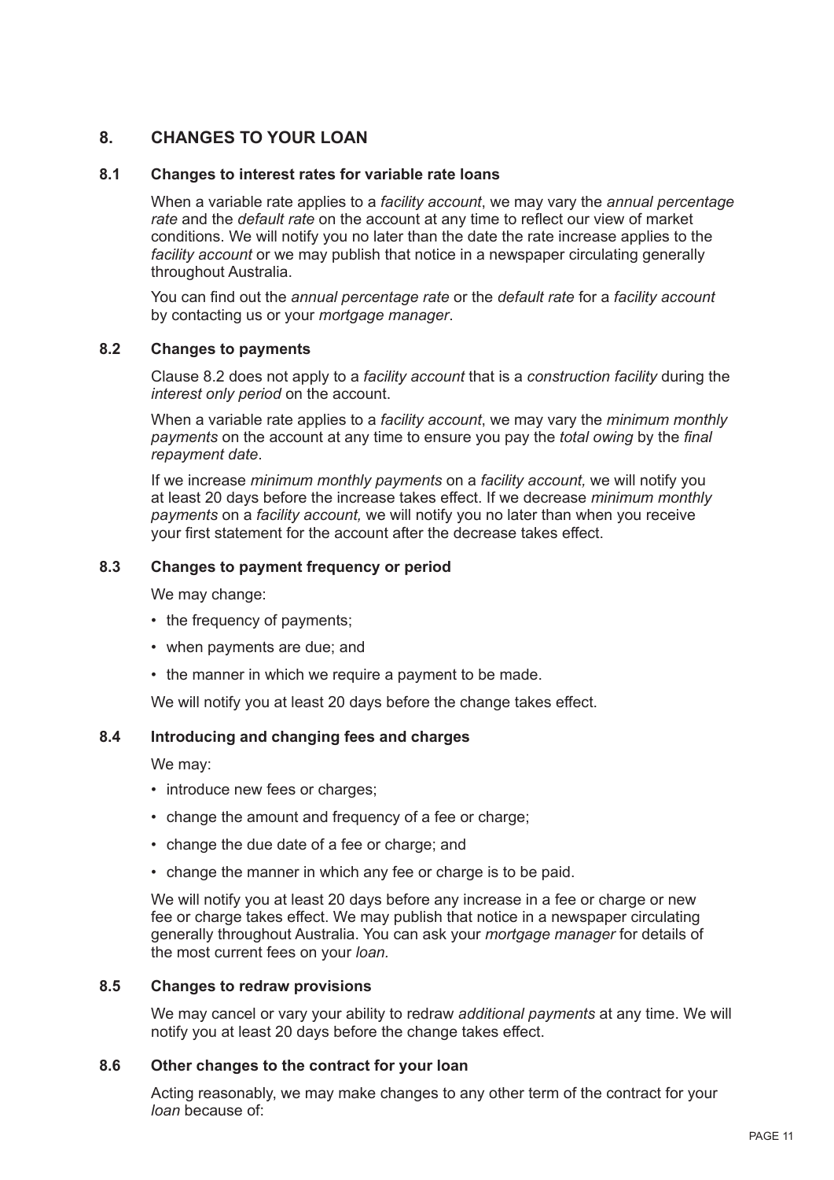## 8. CHANGES TO YOUR LOAN

### 8.1 Changes to interest rates for variable rate loans

When a variable rate applies to a *facility account*, we may vary the *annual percentage rate* and the *default rate* on the account at any time to reflect our view of market conditions. We will notify you no later than the date the rate increase applies to the *facility account* or we may publish that notice in a newspaper circulating generally throughout Australia.

You can find out the *annual percentage rate* or the *default rate* for a *facility account* by contacting us or your *mortgage manager*.

### 8.2 Changes to payments

Clause 8.2 does not apply to a *facility account* that is a *construction facility* during the *interest only period* on the account.

When a variable rate applies to a *facility account*, we may vary the *minimum monthly payments* on the account at any time to ensure you pay the *total owing* by the *final repayment date*.

If we increase *minimum monthly payments* on a *facility account,* we will notify you at least 20 days before the increase takes effect. If we decrease *minimum monthly payments* on a *facility account,* we will notify you no later than when you receive your first statement for the account after the decrease takes effect.

### 8.3 Changes to payment frequency or period

We may change:

- the frequency of payments;
- when payments are due; and
- the manner in which we require a payment to be made.

We will notify you at least 20 days before the change takes effect.

### 8.4 Introducing and changing fees and charges

We may:

- introduce new fees or charges;
- change the amount and frequency of a fee or charge;
- change the due date of a fee or charge; and
- change the manner in which any fee or charge is to be paid.

We will notify you at least 20 days before any increase in a fee or charge or new fee or charge takes effect. We may publish that notice in a newspaper circulating generally throughout Australia. You can ask your *mortgage manager* for details of the most current fees on your *loan.*

### 8.5 Changes to redraw provisions

We may cancel or vary your ability to redraw *additional payments* at any time. We will notify you at least 20 days before the change takes effect.

### 8.6 Other changes to the contract for your loan

Acting reasonably, we may make changes to any other term of the contract for your *loan* because of: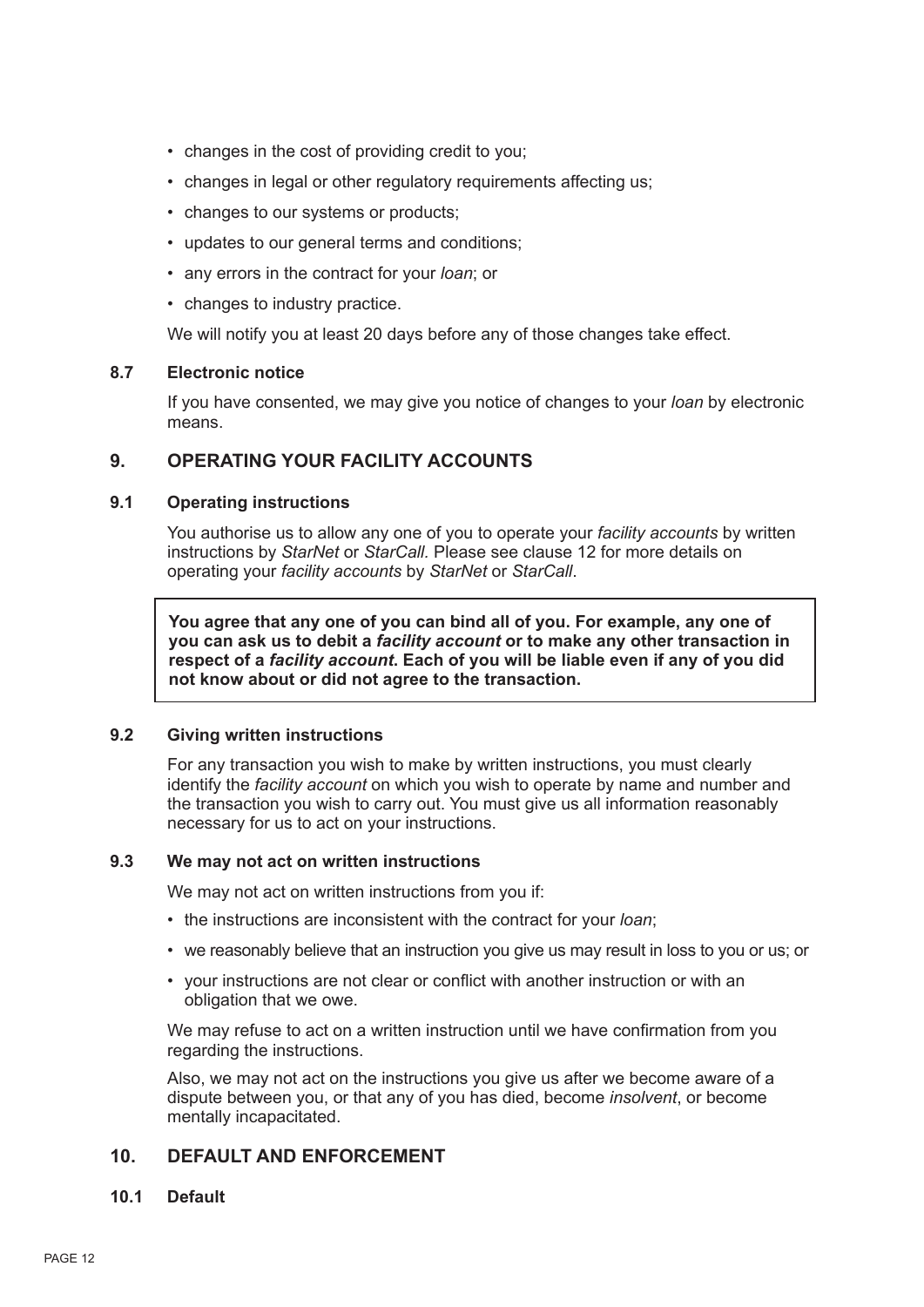- changes in the cost of providing credit to you;
- changes in legal or other regulatory requirements affecting us;
- changes to our systems or products;
- updates to our general terms and conditions;
- any errors in the contract for your *loan*; or
- changes to industry practice.

We will notify you at least 20 days before any of those changes take effect.

### 8.7 Electronic notice

If you have consented, we may give you notice of changes to your *loan* by electronic means.

## 9. OPERATING YOUR FACILITY ACCOUNTS

### 9.1 Operating instructions

You authorise us to allow any one of you to operate your *facility accounts* by written instructions by *StarNet* or *StarCall.* Please see clause 12 for more details on operating your *facility accounts* by *StarNet* or *StarCall*.

**You agree that any one of you can bind all of you. For example, any one of you can ask us to debit a *facility account* or to make any other transaction in respect of a *facility account*. Each of you will be liable even if any of you did not know about or did not agree to the transaction.**

### 9.2 Giving written instructions

For any transaction you wish to make by written instructions, you must clearly identify the *facility account* on which you wish to operate by name and number and the transaction you wish to carry out. You must give us all information reasonably necessary for us to act on your instructions.

### 9.3 We may not act on written instructions

We may not act on written instructions from you if:

- the instructions are inconsistent with the contract for your *loan*;
- we reasonably believe that an instruction you give us may result in loss to you or us; or
- your instructions are not clear or conflict with another instruction or with an obligation that we owe.

We may refuse to act on a written instruction until we have confirmation from you regarding the instructions.

Also, we may not act on the instructions you give us after we become aware of a dispute between you, or that any of you has died, become *insolvent*, or become mentally incapacitated.

## 10. DEFAULT AND ENFORCEMENT

### 10.1 Default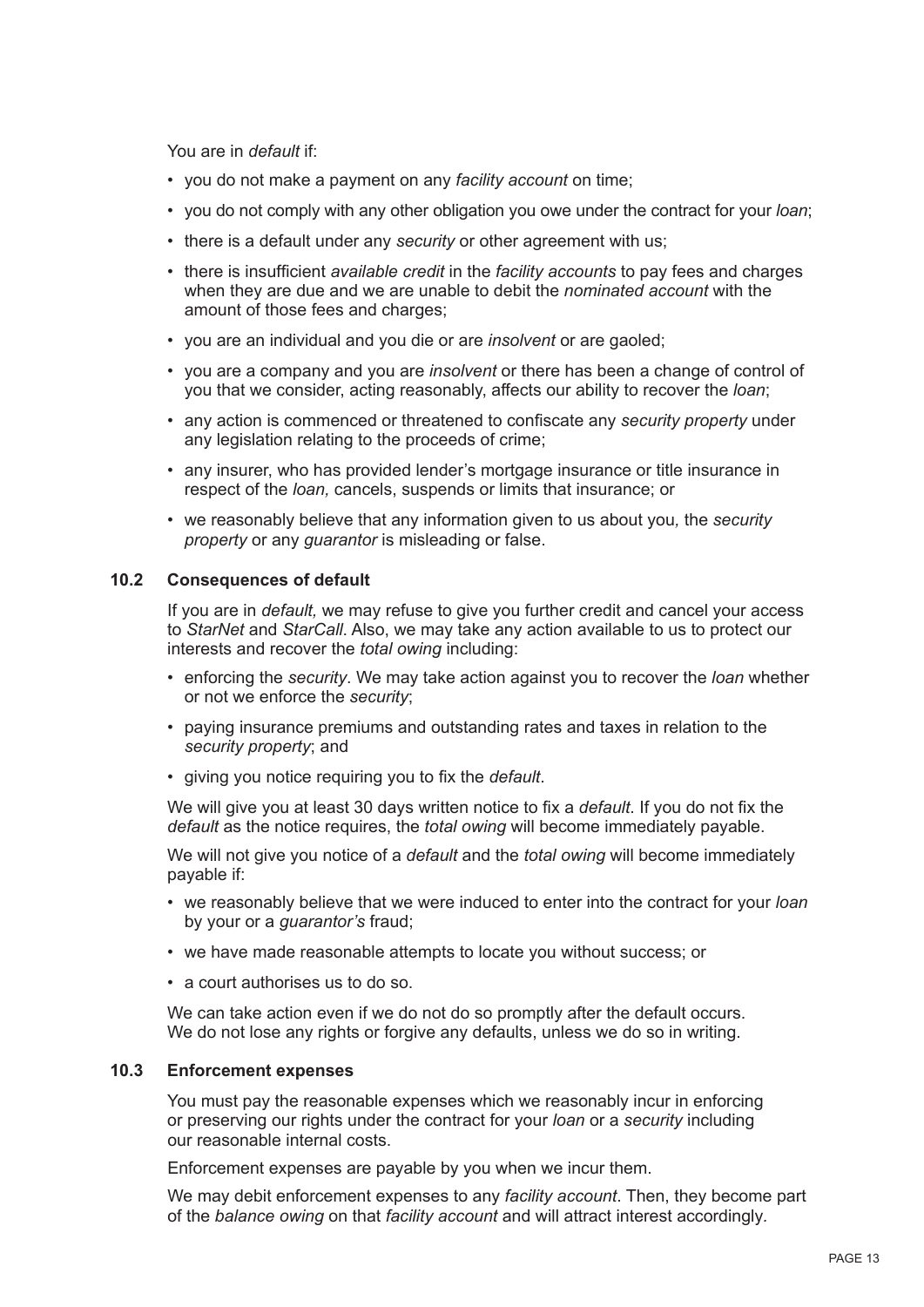You are in *default* if:

- you do not make a payment on any *facility account* on time;
- you do not comply with any other obligation you owe under the contract for your *loan*;
- there is a default under any *security* or other agreement with us;
- there is insufficient *available credit* in the *facility accounts* to pay fees and charges when they are due and we are unable to debit the *nominated account* with the amount of those fees and charges;
- you are an individual and you die or are *insolvent* or are gaoled;
- you are a company and you are *insolvent* or there has been a change of control of you that we consider, acting reasonably, affects our ability to recover the *loan*;
- any action is commenced or threatened to confiscate any *security property* under any legislation relating to the proceeds of crime;
- any insurer, who has provided lender's mortgage insurance or title insurance in respect of the *loan,* cancels, suspends or limits that insurance; or
- we reasonably believe that any information given to us about you*,* the *security property* or any *guarantor* is misleading or false.

### 10.2 Consequences of default

If you are in *default,* we may refuse to give you further credit and cancel your access to *StarNet* and *StarCall*. Also, we may take any action available to us to protect our interests and recover the *total owing* including:

- enforcing the *security*. We may take action against you to recover the *loan* whether or not we enforce the *security*;
- paying insurance premiums and outstanding rates and taxes in relation to the *security property*; and
- giving you notice requiring you to fix the *default*.

We will give you at least 30 days written notice to fix a *default*. If you do not fix the *default* as the notice requires, the *total owing* will become immediately payable.

We will not give you notice of a *default* and the *total owing* will become immediately payable if:

- we reasonably believe that we were induced to enter into the contract for your *loan* by your or a *guarantor's* fraud;
- we have made reasonable attempts to locate you without success; or
- a court authorises us to do so.

We can take action even if we do not do so promptly after the default occurs. We do not lose any rights or forgive any defaults, unless we do so in writing.

### 10.3 Enforcement expenses

You must pay the reasonable expenses which we reasonably incur in enforcing or preserving our rights under the contract for your *loan* or a *security* including our reasonable internal costs.

Enforcement expenses are payable by you when we incur them.

We may debit enforcement expenses to any *facility account*. Then, they become part of the *balance owing* on that *facility account* and will attract interest accordingly.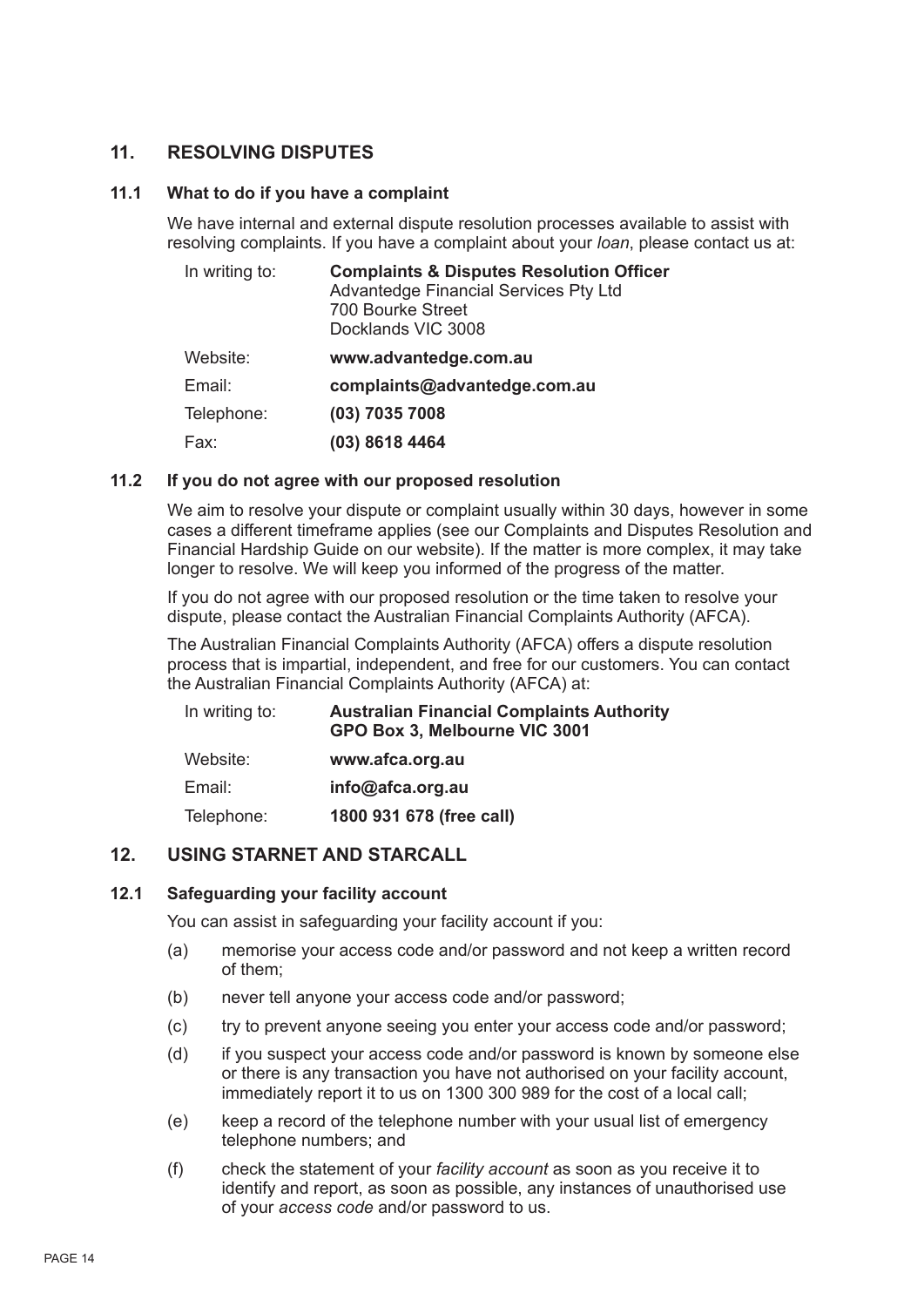## 11. RESOLVING DISPUTES

### 11.1 What to do if you have a complaint

We have internal and external dispute resolution processes available to assist with resolving complaints. If you have a complaint about your *loan*, please contact us at:

| | |
|---|---|
| In writing to: | **Complaints & Disputes Resolution Officer**<br>Advantedge Financial Services Pty Ltd<br>700 Bourke Street<br>Docklands VIC 3008 |
| Website: | **www.advantedge.com.au** |
| Email: | **complaints@advantedge.com.au** |
| Telephone: | **(03) 7035 7008** |
| Fax: | **(03) 8618 4464** |

### 11.2 If you do not agree with our proposed resolution

We aim to resolve your dispute or complaint usually within 30 days, however in some cases a different timeframe applies (see our Complaints and Disputes Resolution and Financial Hardship Guide on our website). If the matter is more complex, it may take longer to resolve. We will keep you informed of the progress of the matter.

If you do not agree with our proposed resolution or the time taken to resolve your dispute, please contact the Australian Financial Complaints Authority (AFCA).

The Australian Financial Complaints Authority (AFCA) offers a dispute resolution process that is impartial, independent, and free for our customers. You can contact the Australian Financial Complaints Authority (AFCA) at:

| | |
|---|---|
| In writing to: | **Australian Financial Complaints Authority**<br>**GPO Box 3, Melbourne VIC 3001** |
| Website: | **www.afca.org.au** |
| Email: | **info@afca.org.au** |
| Telephone: | **1800 931 678 (free call)** |

## 12. USING STARNET AND STARCALL

### 12.1 Safeguarding your facility account

You can assist in safeguarding your facility account if you:

(a) memorise your access code and/or password and not keep a written record of them;

(b) never tell anyone your access code and/or password;

(c) try to prevent anyone seeing you enter your access code and/or password;

(d) if you suspect your access code and/or password is known by someone else or there is any transaction you have not authorised on your facility account, immediately report it to us on 1300 300 989 for the cost of a local call;

(e) keep a record of the telephone number with your usual list of emergency telephone numbers; and

(f) check the statement of your *facility account* as soon as you receive it to identify and report, as soon as possible, any instances of unauthorised use of your *access code* and/or password to us.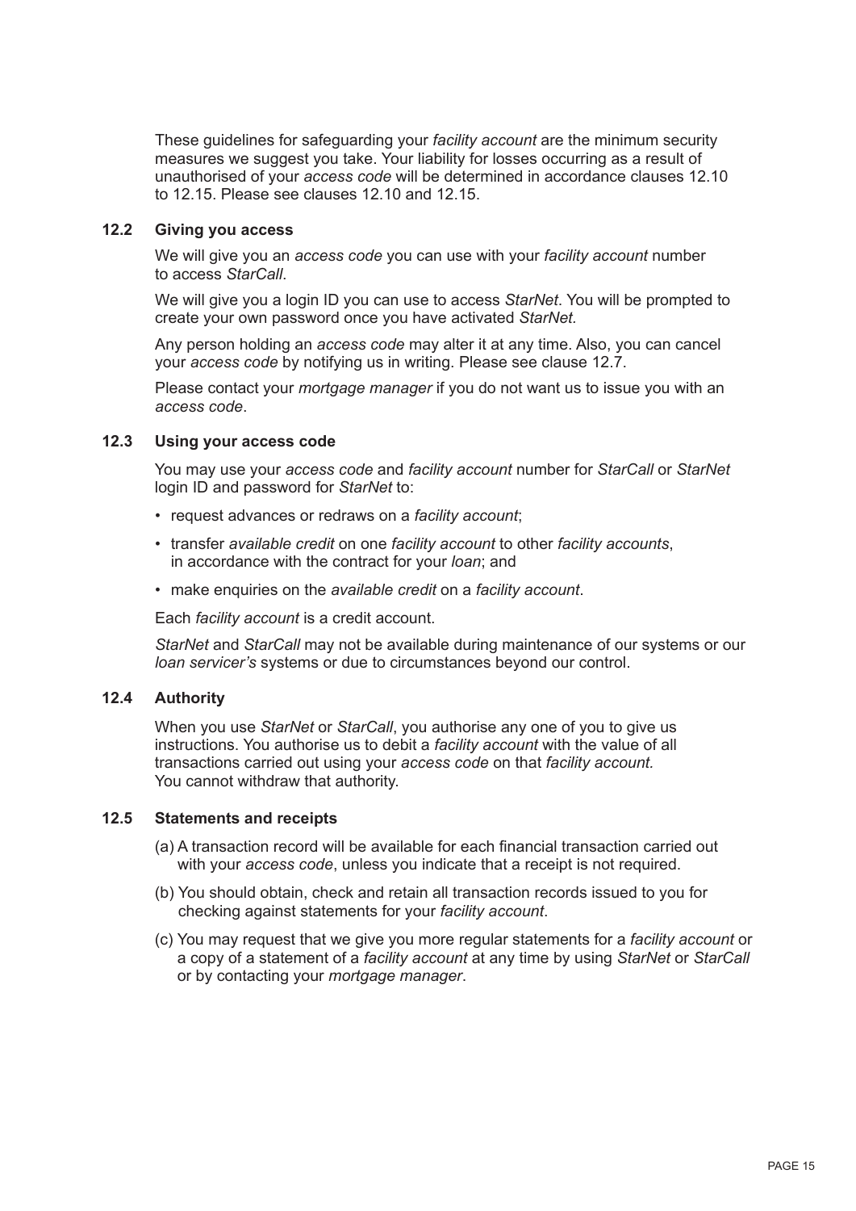These guidelines for safeguarding your *facility account* are the minimum security measures we suggest you take. Your liability for losses occurring as a result of unauthorised of your *access code* will be determined in accordance clauses 12.10 to 12.15. Please see clauses 12.10 and 12.15.

### 12.2 Giving you access

We will give you an *access code* you can use with your *facility account* number to access *StarCall*.

We will give you a login ID you can use to access *StarNet*. You will be prompted to create your own password once you have activated *StarNet.*

Any person holding an *access code* may alter it at any time. Also, you can cancel your *access code* by notifying us in writing. Please see clause 12.7.

Please contact your *mortgage manager* if you do not want us to issue you with an *access code*.

### 12.3 Using your access code

You may use your *access code* and *facility account* number for *StarCall* or *StarNet* login ID and password for *StarNet* to:

- request advances or redraws on a *facility account*;
- transfer *available credit* on one *facility account* to other *facility accounts*, in accordance with the contract for your *loan*; and
- make enquiries on the *available credit* on a *facility account*.

Each *facility account* is a credit account.

*StarNet* and *StarCall* may not be available during maintenance of our systems or our *loan servicer's* systems or due to circumstances beyond our control.

### 12.4 Authority

When you use *StarNet* or *StarCall*, you authorise any one of you to give us instructions. You authorise us to debit a *facility account* with the value of all transactions carried out using your *access code* on that *facility account.* You cannot withdraw that authority.

### 12.5 Statements and receipts

(a) A transaction record will be available for each financial transaction carried out with your *access code*, unless you indicate that a receipt is not required.

(b) You should obtain, check and retain all transaction records issued to you for checking against statements for your *facility account*.

(c) You may request that we give you more regular statements for a *facility account* or a copy of a statement of a *facility account* at any time by using *StarNet* or *StarCall* or by contacting your *mortgage manager*.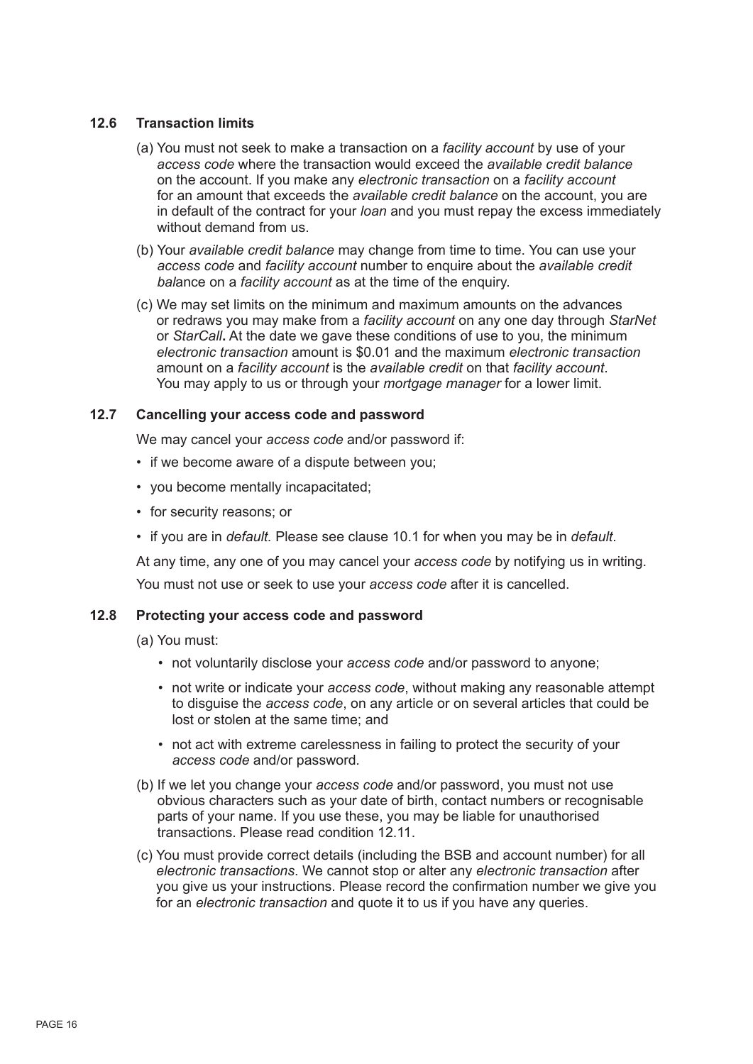### 12.6 Transaction limits

(a) You must not seek to make a transaction on a *facility account* by use of your *access code* where the transaction would exceed the *available credit balance* on the account. If you make any *electronic transaction* on a *facility account* for an amount that exceeds the *available credit balance* on the account, you are in default of the contract for your *loan* and you must repay the excess immediately without demand from us.

(b) Your *available credit balance* may change from time to time. You can use your *access code* and *facility account* number to enquire about the *available credit bal*ance on a *facility account* as at the time of the enquiry.

(c) We may set limits on the minimum and maximum amounts on the advances or redraws you may make from a *facility account* on any one day through *StarNet* or *StarCall*. At the date we gave these conditions of use to you, the minimum *electronic transaction* amount is $0.01 and the maximum *electronic transaction* amount on a *facility account* is the *available credit* on that *facility account*. You may apply to us or through your *mortgage manager* for a lower limit.

### 12.7 Cancelling your access code and password

We may cancel your *access code* and/or password if:

- if we become aware of a dispute between you;
- you become mentally incapacitated;
- for security reasons; or
- if you are in *default.* Please see clause 10.1 for when you may be in *default*.

At any time, any one of you may cancel your *access code* by notifying us in writing.

You must not use or seek to use your *access code* after it is cancelled.

### 12.8 Protecting your access code and password

(a) You must:

- not voluntarily disclose your *access code* and/or password to anyone;
- not write or indicate your *access code*, without making any reasonable attempt to disguise the *access code*, on any article or on several articles that could be lost or stolen at the same time; and
- not act with extreme carelessness in failing to protect the security of your *access code* and/or password.

(b) If we let you change your *access code* and/or password, you must not use obvious characters such as your date of birth, contact numbers or recognisable parts of your name. If you use these, you may be liable for unauthorised transactions. Please read condition 12.11.

(c) You must provide correct details (including the BSB and account number) for all *electronic transactions*. We cannot stop or alter any *electronic transaction* after you give us your instructions. Please record the confirmation number we give you for an *electronic transaction* and quote it to us if you have any queries.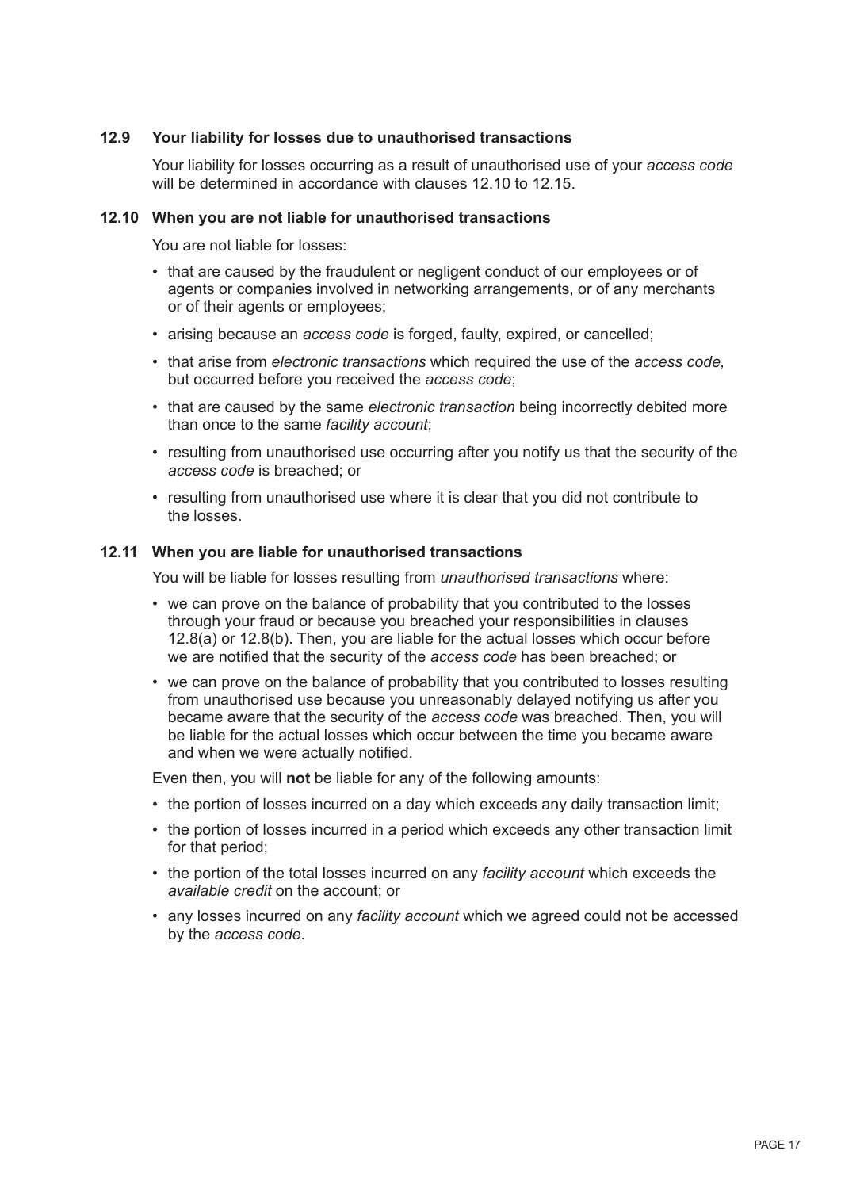### 12.9 Your liability for losses due to unauthorised transactions

Your liability for losses occurring as a result of unauthorised use of your *access code* will be determined in accordance with clauses 12.10 to 12.15.

### 12.10 When you are not liable for unauthorised transactions

You are not liable for losses:

- that are caused by the fraudulent or negligent conduct of our employees or of agents or companies involved in networking arrangements, or of any merchants or of their agents or employees;
- arising because an *access code* is forged, faulty, expired, or cancelled;
- that arise from *electronic transactions* which required the use of the *access code,* but occurred before you received the *access code*;
- that are caused by the same *electronic transaction* being incorrectly debited more than once to the same *facility account*;
- resulting from unauthorised use occurring after you notify us that the security of the *access code* is breached; or
- resulting from unauthorised use where it is clear that you did not contribute to the losses.

### 12.11 When you are liable for unauthorised transactions

You will be liable for losses resulting from *unauthorised transactions* where:

- we can prove on the balance of probability that you contributed to the losses through your fraud or because you breached your responsibilities in clauses 12.8(a) or 12.8(b). Then, you are liable for the actual losses which occur before we are notified that the security of the *access code* has been breached; or
- we can prove on the balance of probability that you contributed to losses resulting from unauthorised use because you unreasonably delayed notifying us after you became aware that the security of the *access code* was breached. Then, you will be liable for the actual losses which occur between the time you became aware and when we were actually notified.

Even then, you will **not** be liable for any of the following amounts:

- the portion of losses incurred on a day which exceeds any daily transaction limit;
- the portion of losses incurred in a period which exceeds any other transaction limit for that period;
- the portion of the total losses incurred on any *facility account* which exceeds the *available credit* on the account; or
- any losses incurred on any *facility account* which we agreed could not be accessed by the *access code*.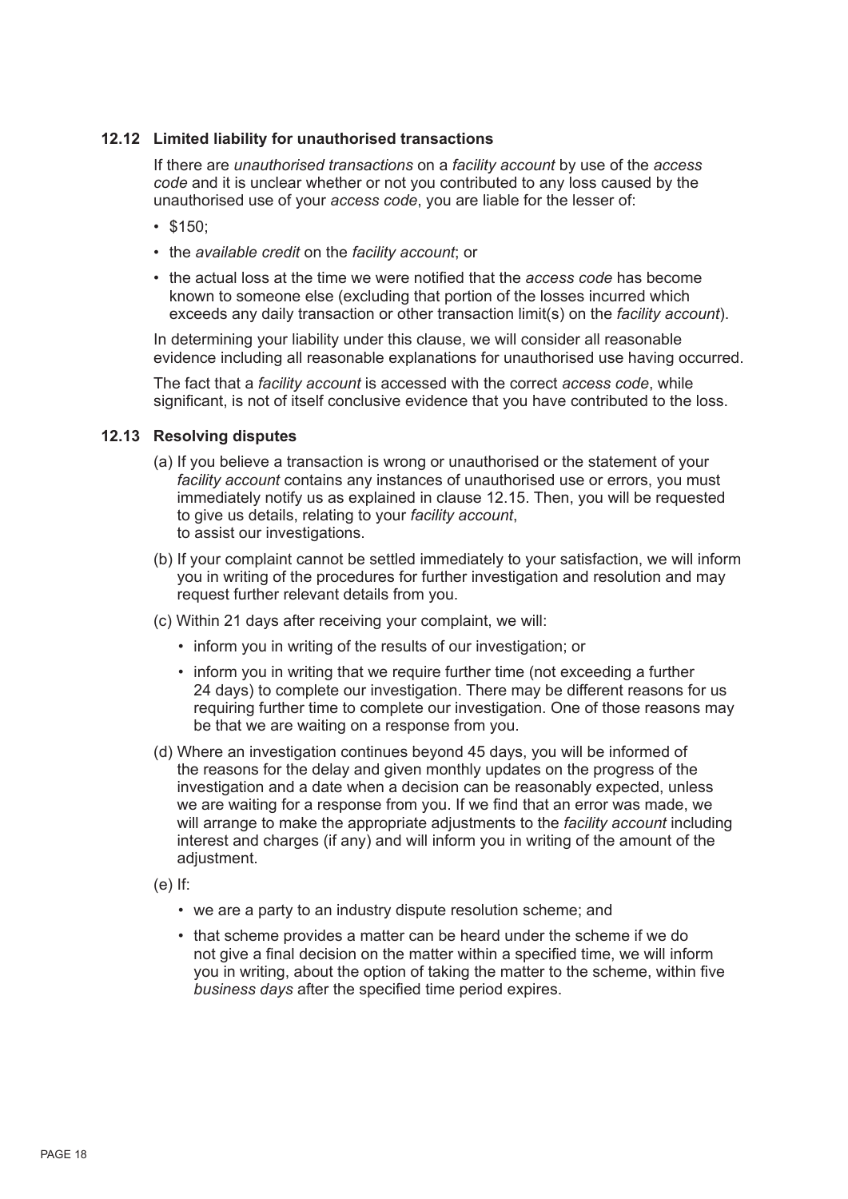### 12.12 Limited liability for unauthorised transactions

If there are *unauthorised transactions* on a *facility account* by use of the *access code* and it is unclear whether or not you contributed to any loss caused by the unauthorised use of your *access code*, you are liable for the lesser of:

- $150;
- the *available credit* on the *facility account*; or
- the actual loss at the time we were notified that the *access code* has become known to someone else (excluding that portion of the losses incurred which exceeds any daily transaction or other transaction limit(s) on the *facility account*).

In determining your liability under this clause, we will consider all reasonable evidence including all reasonable explanations for unauthorised use having occurred.

The fact that a *facility account* is accessed with the correct *access code*, while significant, is not of itself conclusive evidence that you have contributed to the loss.

### 12.13 Resolving disputes

(a) If you believe a transaction is wrong or unauthorised or the statement of your *facility account* contains any instances of unauthorised use or errors, you must immediately notify us as explained in clause 12.15. Then, you will be requested to give us details, relating to your *facility account*, to assist our investigations.

(b) If your complaint cannot be settled immediately to your satisfaction, we will inform you in writing of the procedures for further investigation and resolution and may request further relevant details from you.

(c) Within 21 days after receiving your complaint, we will:

- inform you in writing of the results of our investigation; or
- inform you in writing that we require further time (not exceeding a further 24 days) to complete our investigation. There may be different reasons for us requiring further time to complete our investigation. One of those reasons may be that we are waiting on a response from you.

(d) Where an investigation continues beyond 45 days, you will be informed of the reasons for the delay and given monthly updates on the progress of the investigation and a date when a decision can be reasonably expected, unless we are waiting for a response from you. If we find that an error was made, we will arrange to make the appropriate adjustments to the *facility account* including interest and charges (if any) and will inform you in writing of the amount of the adjustment.

(e) If:

- we are a party to an industry dispute resolution scheme; and
- that scheme provides a matter can be heard under the scheme if we do not give a final decision on the matter within a specified time, we will inform you in writing, about the option of taking the matter to the scheme, within five *business days* after the specified time period expires.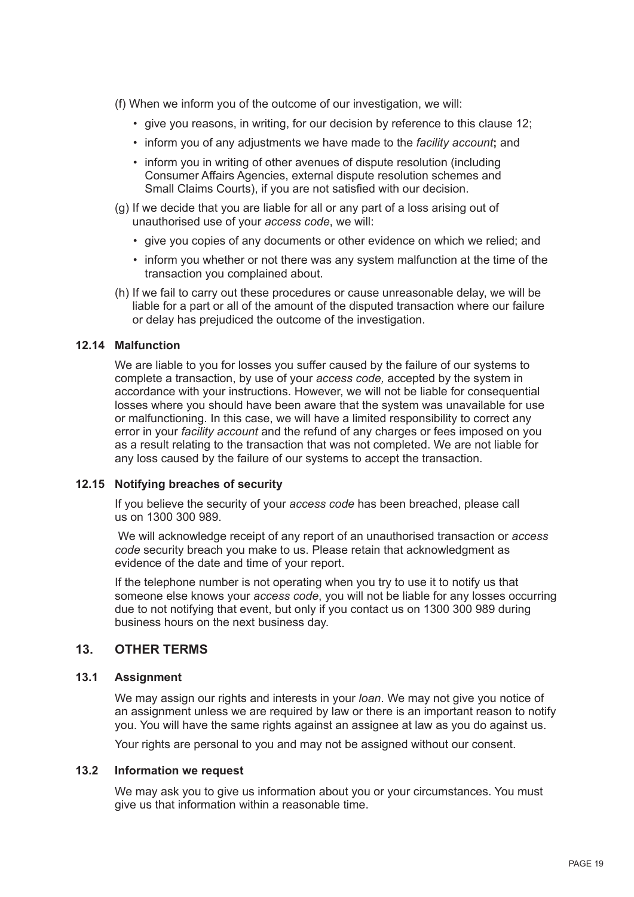(f) When we inform you of the outcome of our investigation, we will:

- give you reasons, in writing, for our decision by reference to this clause 12;
- inform you of any adjustments we have made to the *facility account*; and
- inform you in writing of other avenues of dispute resolution (including Consumer Affairs Agencies, external dispute resolution schemes and Small Claims Courts), if you are not satisfied with our decision.

(g) If we decide that you are liable for all or any part of a loss arising out of unauthorised use of your *access code*, we will:

- give you copies of any documents or other evidence on which we relied; and
- inform you whether or not there was any system malfunction at the time of the transaction you complained about.

(h) If we fail to carry out these procedures or cause unreasonable delay, we will be liable for a part or all of the amount of the disputed transaction where our failure or delay has prejudiced the outcome of the investigation.

### 12.14 Malfunction

We are liable to you for losses you suffer caused by the failure of our systems to complete a transaction, by use of your *access code,* accepted by the system in accordance with your instructions. However, we will not be liable for consequential losses where you should have been aware that the system was unavailable for use or malfunctioning. In this case, we will have a limited responsibility to correct any error in your *facility account* and the refund of any charges or fees imposed on you as a result relating to the transaction that was not completed. We are not liable for any loss caused by the failure of our systems to accept the transaction.

### 12.15 Notifying breaches of security

If you believe the security of your *access code* has been breached, please call us on 1300 300 989.

We will acknowledge receipt of any report of an unauthorised transaction or *access code* security breach you make to us. Please retain that acknowledgment as evidence of the date and time of your report.

If the telephone number is not operating when you try to use it to notify us that someone else knows your *access code*, you will not be liable for any losses occurring due to not notifying that event, but only if you contact us on 1300 300 989 during business hours on the next business day.

## 13. OTHER TERMS

### 13.1 Assignment

We may assign our rights and interests in your *loan*. We may not give you notice of an assignment unless we are required by law or there is an important reason to notify you. You will have the same rights against an assignee at law as you do against us.

Your rights are personal to you and may not be assigned without our consent.

### 13.2 Information we request

We may ask you to give us information about you or your circumstances. You must give us that information within a reasonable time.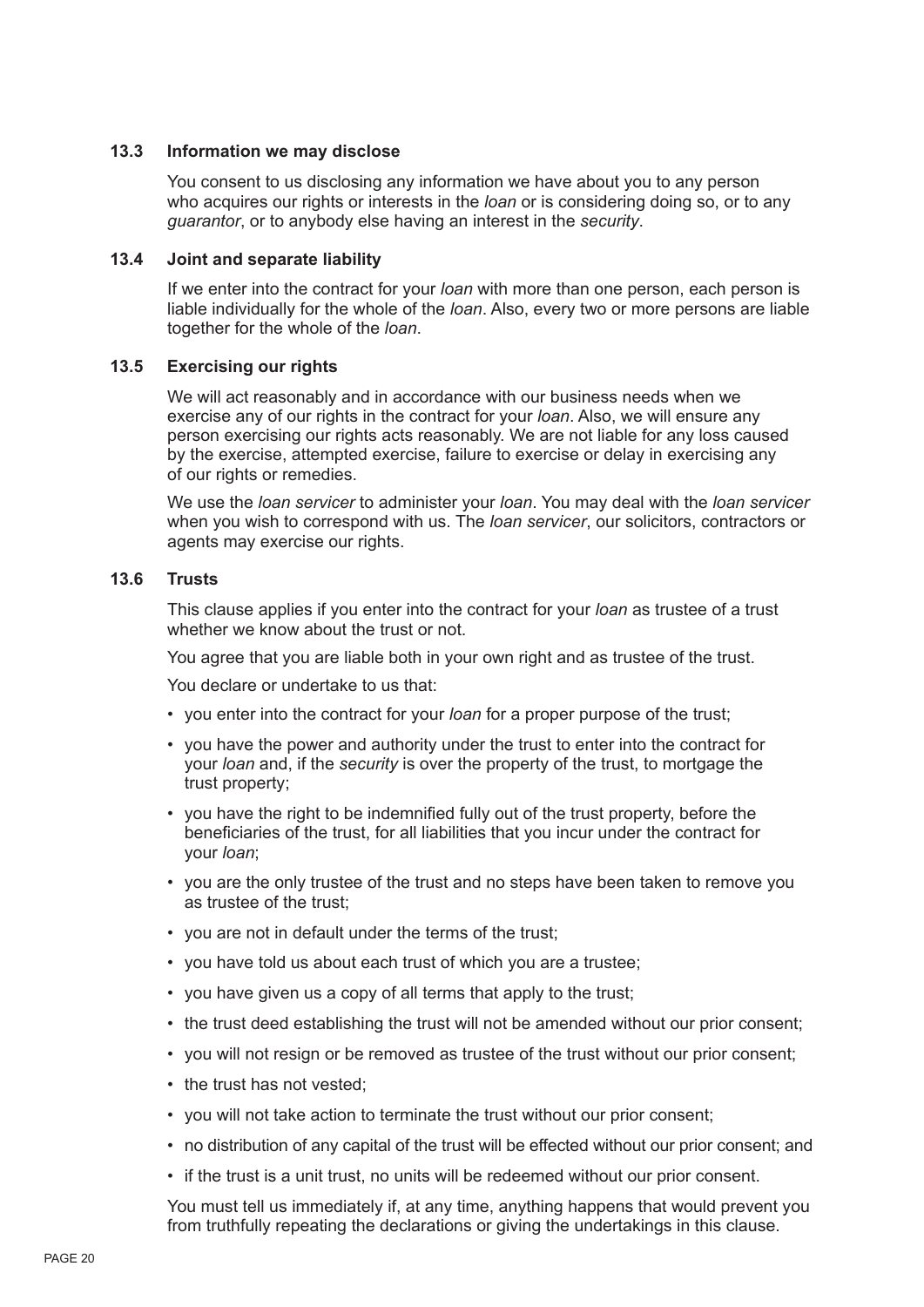### 13.3 Information we may disclose

You consent to us disclosing any information we have about you to any person who acquires our rights or interests in the *loan* or is considering doing so, or to any *guarantor*, or to anybody else having an interest in the *security*.

### 13.4 Joint and separate liability

If we enter into the contract for your *loan* with more than one person, each person is liable individually for the whole of the *loan*. Also, every two or more persons are liable together for the whole of the *loan*.

### 13.5 Exercising our rights

We will act reasonably and in accordance with our business needs when we exercise any of our rights in the contract for your *loan*. Also, we will ensure any person exercising our rights acts reasonably. We are not liable for any loss caused by the exercise, attempted exercise, failure to exercise or delay in exercising any of our rights or remedies.

We use the *loan servicer* to administer your *loan*. You may deal with the *loan servicer* when you wish to correspond with us. The *loan servicer*, our solicitors, contractors or agents may exercise our rights.

### 13.6 Trusts

This clause applies if you enter into the contract for your *loan* as trustee of a trust whether we know about the trust or not.

You agree that you are liable both in your own right and as trustee of the trust.

You declare or undertake to us that:

- you enter into the contract for your *loan* for a proper purpose of the trust;
- you have the power and authority under the trust to enter into the contract for your *loan* and, if the *security* is over the property of the trust, to mortgage the trust property;
- you have the right to be indemnified fully out of the trust property, before the beneficiaries of the trust, for all liabilities that you incur under the contract for your *loan*;
- you are the only trustee of the trust and no steps have been taken to remove you as trustee of the trust;
- you are not in default under the terms of the trust;
- you have told us about each trust of which you are a trustee;
- you have given us a copy of all terms that apply to the trust;
- the trust deed establishing the trust will not be amended without our prior consent;
- you will not resign or be removed as trustee of the trust without our prior consent;
- the trust has not vested;
- you will not take action to terminate the trust without our prior consent;
- no distribution of any capital of the trust will be effected without our prior consent; and
- if the trust is a unit trust, no units will be redeemed without our prior consent.

You must tell us immediately if, at any time, anything happens that would prevent you from truthfully repeating the declarations or giving the undertakings in this clause.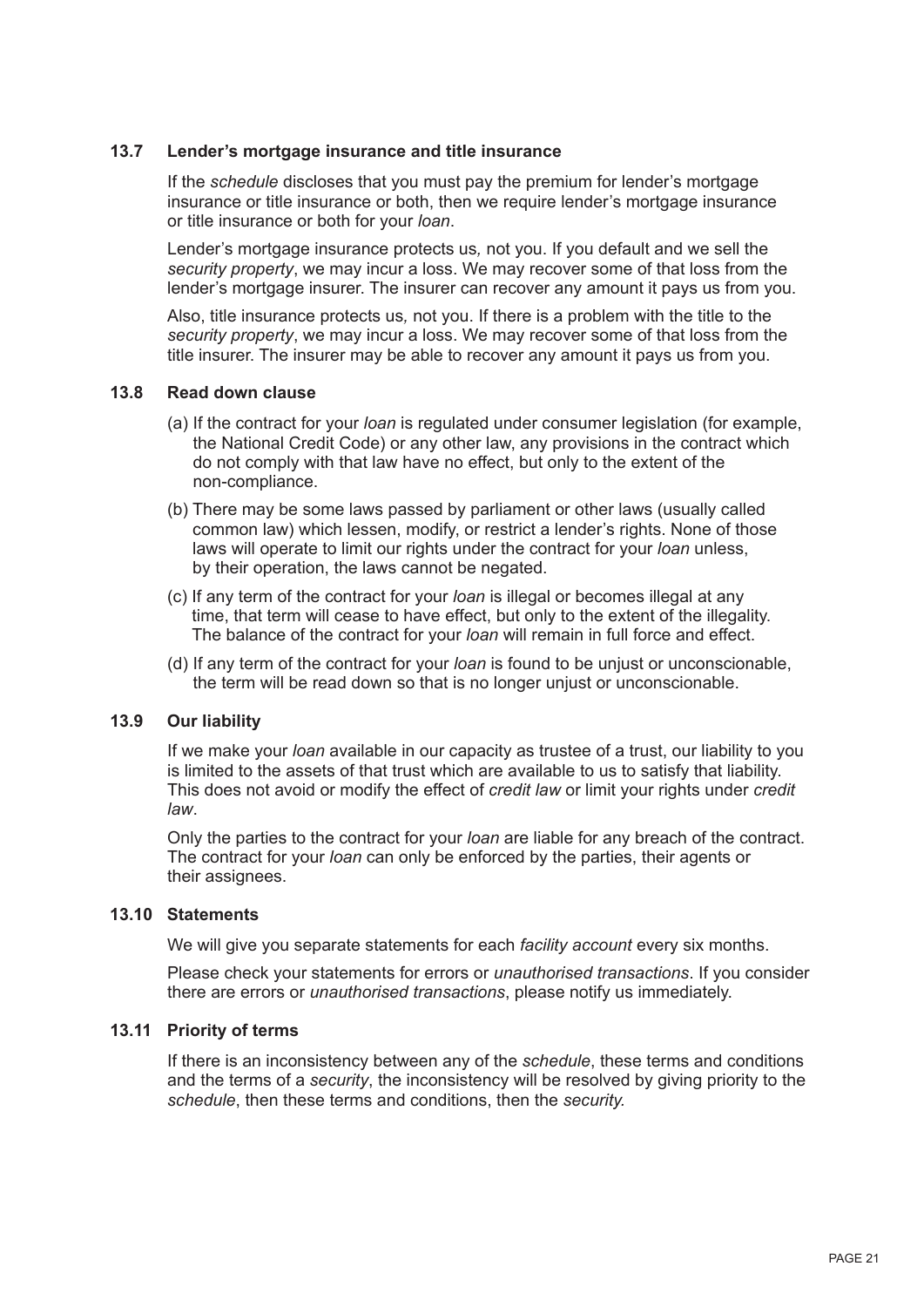### 13.7 Lender's mortgage insurance and title insurance

If the *schedule* discloses that you must pay the premium for lender's mortgage insurance or title insurance or both, then we require lender's mortgage insurance or title insurance or both for your *loan*.

Lender's mortgage insurance protects us*,* not you. If you default and we sell the *security property*, we may incur a loss. We may recover some of that loss from the lender's mortgage insurer. The insurer can recover any amount it pays us from you.

Also, title insurance protects us*,* not you. If there is a problem with the title to the *security property*, we may incur a loss. We may recover some of that loss from the title insurer. The insurer may be able to recover any amount it pays us from you.

### 13.8 Read down clause

(a) If the contract for your *loan* is regulated under consumer legislation (for example, the National Credit Code) or any other law, any provisions in the contract which do not comply with that law have no effect, but only to the extent of the non-compliance.

(b) There may be some laws passed by parliament or other laws (usually called common law) which lessen, modify, or restrict a lender's rights. None of those laws will operate to limit our rights under the contract for your *loan* unless, by their operation, the laws cannot be negated.

(c) If any term of the contract for your *loan* is illegal or becomes illegal at any time, that term will cease to have effect, but only to the extent of the illegality. The balance of the contract for your *loan* will remain in full force and effect.

(d) If any term of the contract for your *loan* is found to be unjust or unconscionable, the term will be read down so that is no longer unjust or unconscionable.

### 13.9 Our liability

If we make your *loan* available in our capacity as trustee of a trust, our liability to you is limited to the assets of that trust which are available to us to satisfy that liability. This does not avoid or modify the effect of *credit law* or limit your rights under *credit law*.

Only the parties to the contract for your *loan* are liable for any breach of the contract. The contract for your *loan* can only be enforced by the parties, their agents or their assignees.

### 13.10 Statements

We will give you separate statements for each *facility account* every six months.

Please check your statements for errors or *unauthorised transactions*. If you consider there are errors or *unauthorised transactions*, please notify us immediately.

### 13.11 Priority of terms

If there is an inconsistency between any of the *schedule*, these terms and conditions and the terms of a *security*, the inconsistency will be resolved by giving priority to the *schedule*, then these terms and conditions, then the *security.*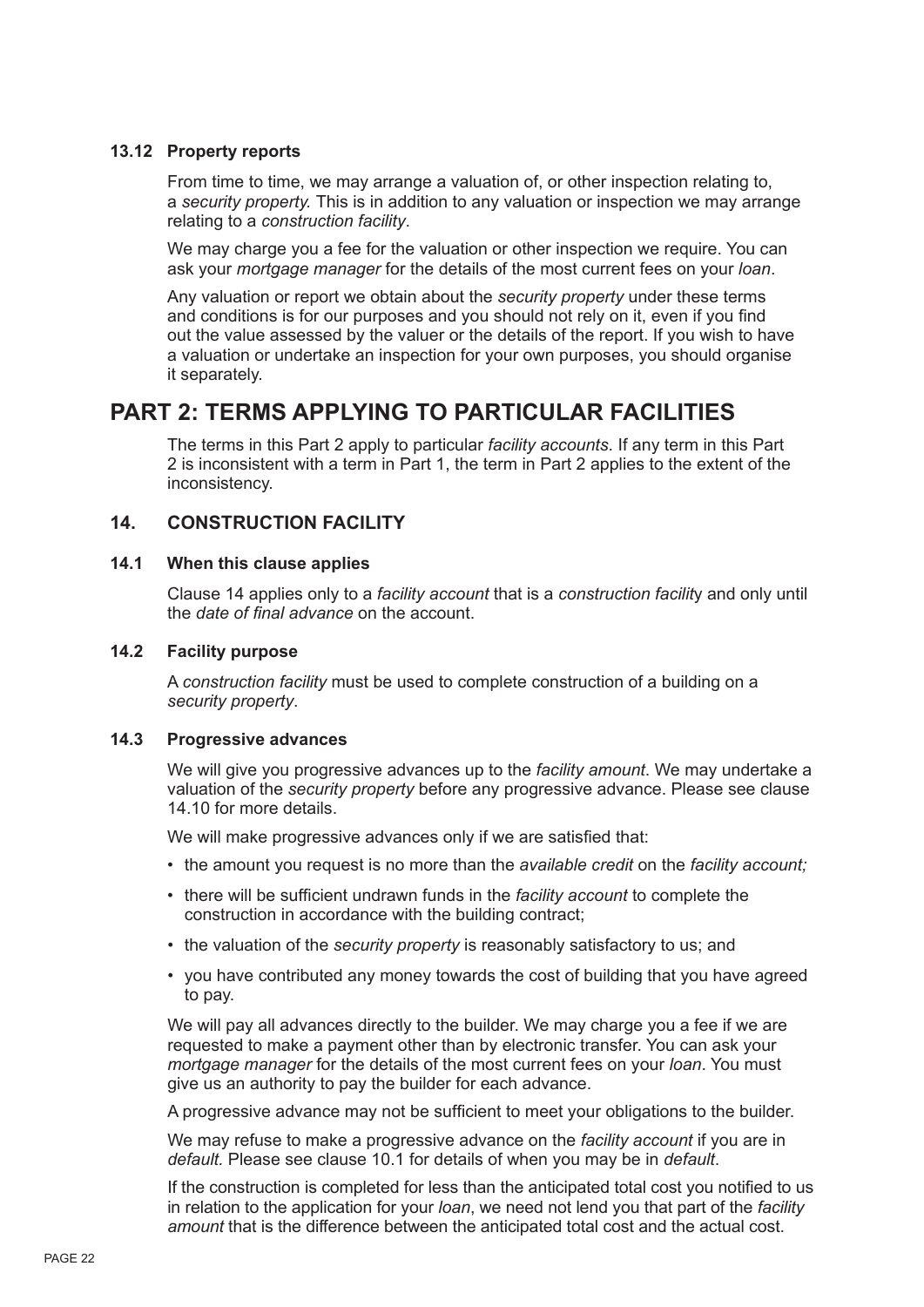### 13.12 Property reports

From time to time, we may arrange a valuation of, or other inspection relating to, a *security property.* This is in addition to any valuation or inspection we may arrange relating to a *construction facility*.

We may charge you a fee for the valuation or other inspection we require. You can ask your *mortgage manager* for the details of the most current fees on your *loan*.

Any valuation or report we obtain about the *security property* under these terms and conditions is for our purposes and you should not rely on it, even if you find out the value assessed by the valuer or the details of the report. If you wish to have a valuation or undertake an inspection for your own purposes, you should organise it separately.

# PART 2: TERMS APPLYING TO PARTICULAR FACILITIES

The terms in this Part 2 apply to particular *facility accounts*. If any term in this Part 2 is inconsistent with a term in Part 1, the term in Part 2 applies to the extent of the inconsistency.

## 14. CONSTRUCTION FACILITY

### 14.1 When this clause applies

Clause 14 applies only to a *facility account* that is a *construction facility* and only until the *date of final advance* on the account.

### 14.2 Facility purpose

A *construction facility* must be used to complete construction of a building on a *security property*.

### 14.3 Progressive advances

We will give you progressive advances up to the *facility amount*. We may undertake a valuation of the *security property* before any progressive advance. Please see clause 14.10 for more details.

We will make progressive advances only if we are satisfied that:

- the amount you request is no more than the *available credit* on the *facility account;*
- there will be sufficient undrawn funds in the *facility account* to complete the construction in accordance with the building contract;
- the valuation of the *security property* is reasonably satisfactory to us; and
- you have contributed any money towards the cost of building that you have agreed to pay.

We will pay all advances directly to the builder. We may charge you a fee if we are requested to make a payment other than by electronic transfer. You can ask your *mortgage manager* for the details of the most current fees on your *loan*. You must give us an authority to pay the builder for each advance.

A progressive advance may not be sufficient to meet your obligations to the builder.

We may refuse to make a progressive advance on the *facility account* if you are in *default.* Please see clause 10.1 for details of when you may be in *default*.

If the construction is completed for less than the anticipated total cost you notified to us in relation to the application for your *loan*, we need not lend you that part of the *facility amount* that is the difference between the anticipated total cost and the actual cost.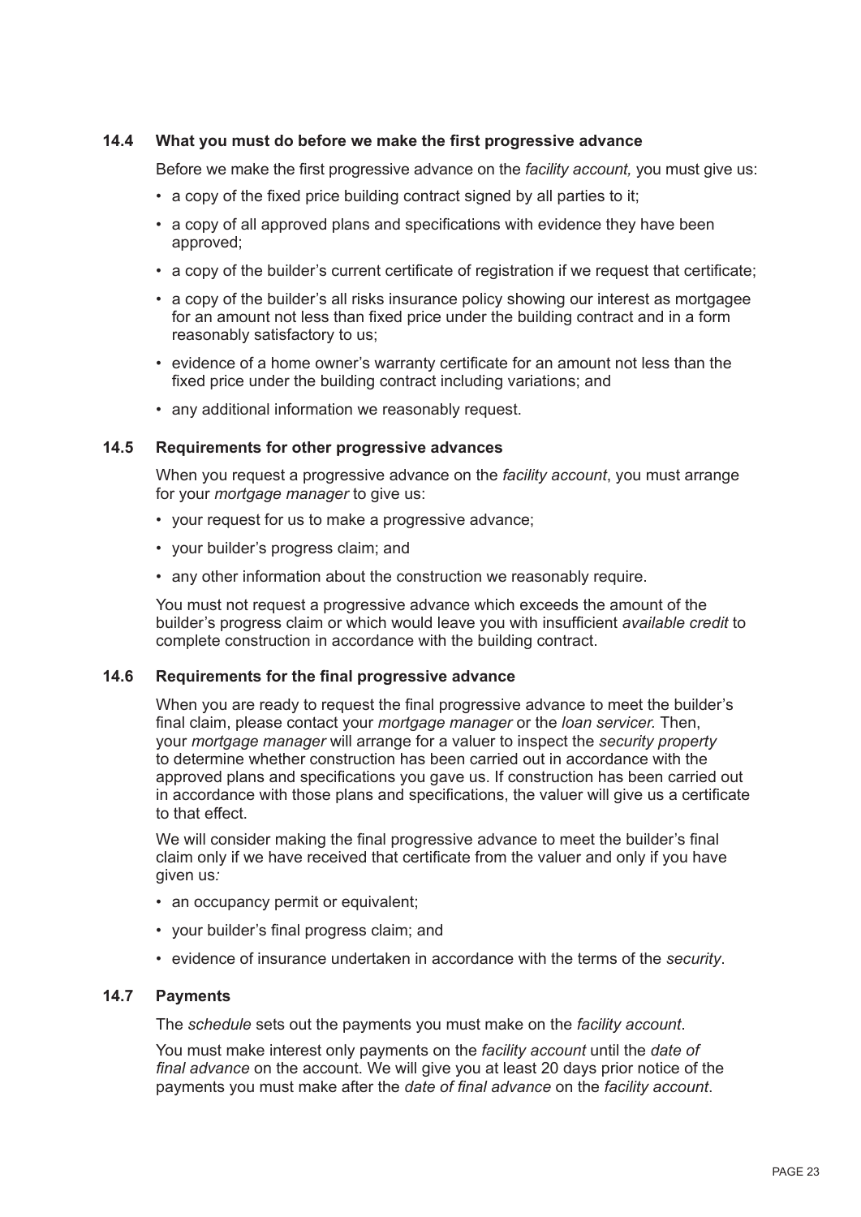### 14.4 What you must do before we make the first progressive advance

Before we make the first progressive advance on the *facility account,* you must give us:

- a copy of the fixed price building contract signed by all parties to it;
- a copy of all approved plans and specifications with evidence they have been approved;
- a copy of the builder's current certificate of registration if we request that certificate;
- a copy of the builder's all risks insurance policy showing our interest as mortgagee for an amount not less than fixed price under the building contract and in a form reasonably satisfactory to us;
- evidence of a home owner's warranty certificate for an amount not less than the fixed price under the building contract including variations; and
- any additional information we reasonably request.

### 14.5 Requirements for other progressive advances

When you request a progressive advance on the *facility account*, you must arrange for your *mortgage manager* to give us:

- your request for us to make a progressive advance;
- your builder's progress claim; and
- any other information about the construction we reasonably require.

You must not request a progressive advance which exceeds the amount of the builder's progress claim or which would leave you with insufficient *available credit* to complete construction in accordance with the building contract.

### 14.6 Requirements for the final progressive advance

When you are ready to request the final progressive advance to meet the builder's final claim, please contact your *mortgage manager* or the *loan servicer.* Then, your *mortgage manager* will arrange for a valuer to inspect the *security property* to determine whether construction has been carried out in accordance with the approved plans and specifications you gave us. If construction has been carried out in accordance with those plans and specifications, the valuer will give us a certificate to that effect.

We will consider making the final progressive advance to meet the builder's final claim only if we have received that certificate from the valuer and only if you have given us*:*

- an occupancy permit or equivalent;
- your builder's final progress claim; and
- evidence of insurance undertaken in accordance with the terms of the *security*.

### 14.7 Payments

The *schedule* sets out the payments you must make on the *facility account*.

You must make interest only payments on the *facility account* until the *date of final advance* on the account. We will give you at least 20 days prior notice of the payments you must make after the *date of final advance* on the *facility account*.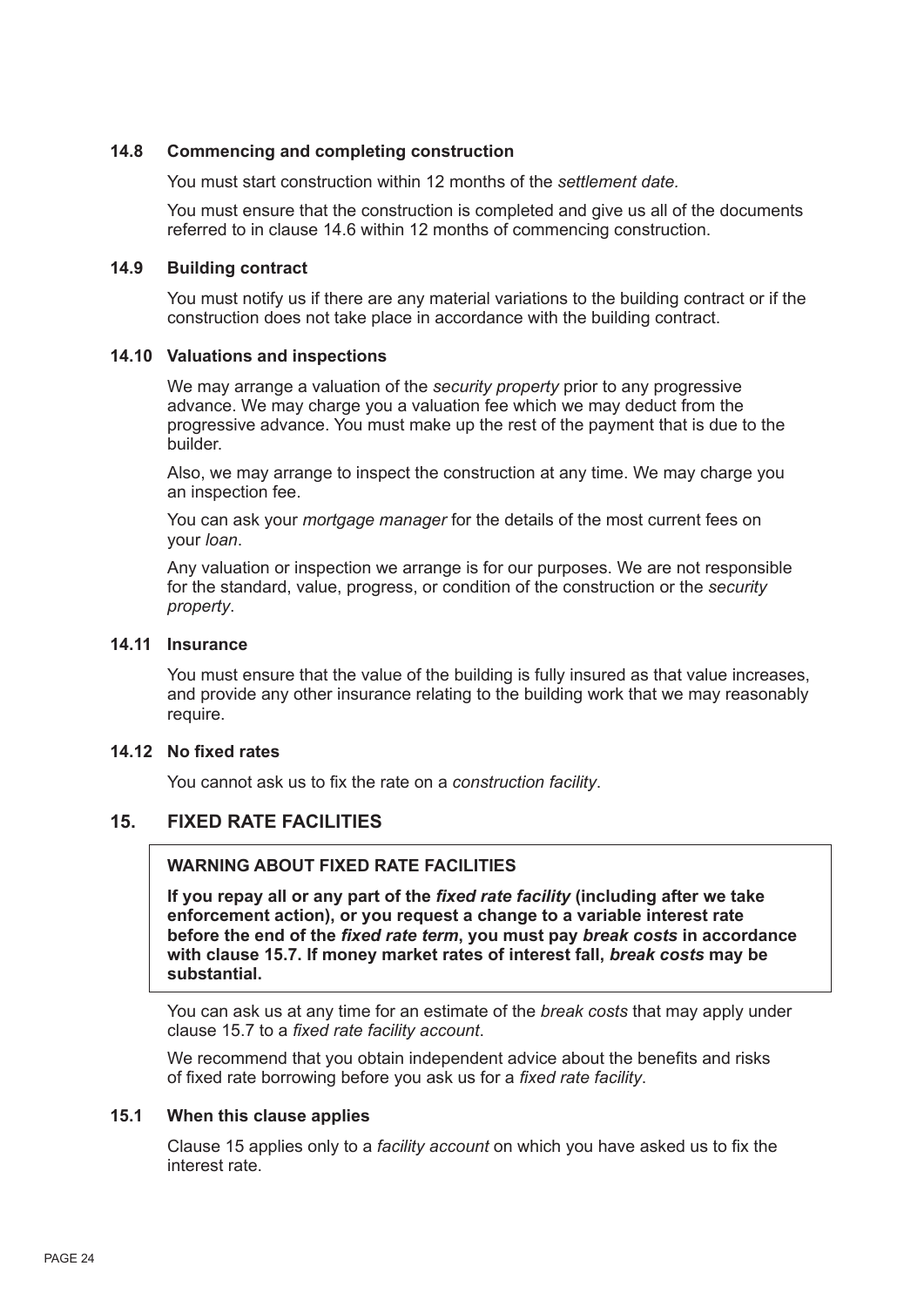### 14.8 Commencing and completing construction

You must start construction within 12 months of the *settlement date*.

You must ensure that the construction is completed and give us all of the documents referred to in clause 14.6 within 12 months of commencing construction.

### 14.9 Building contract

You must notify us if there are any material variations to the building contract or if the construction does not take place in accordance with the building contract.

### 14.10 Valuations and inspections

We may arrange a valuation of the *security property* prior to any progressive advance. We may charge you a valuation fee which we may deduct from the progressive advance. You must make up the rest of the payment that is due to the builder.

Also, we may arrange to inspect the construction at any time. We may charge you an inspection fee.

You can ask your *mortgage manager* for the details of the most current fees on your *loan*.

Any valuation or inspection we arrange is for our purposes. We are not responsible for the standard, value, progress, or condition of the construction or the *security property*.

### 14.11 Insurance

You must ensure that the value of the building is fully insured as that value increases, and provide any other insurance relating to the building work that we may reasonably require.

### 14.12 No fixed rates

You cannot ask us to fix the rate on a *construction facility*.

## 15. FIXED RATE FACILITIES

**WARNING ABOUT FIXED RATE FACILITIES**

**If you repay all or any part of the *fixed rate facility* (including after we take enforcement action), or you request a change to a variable interest rate before the end of the *fixed rate term*, you must pay *break costs* in accordance with clause 15.7. If money market rates of interest fall, *break costs* may be substantial.**

You can ask us at any time for an estimate of the *break costs* that may apply under clause 15.7 to a *fixed rate facility account*.

We recommend that you obtain independent advice about the benefits and risks of fixed rate borrowing before you ask us for a *fixed rate facility*.

### 15.1 When this clause applies

Clause 15 applies only to a *facility account* on which you have asked us to fix the interest rate.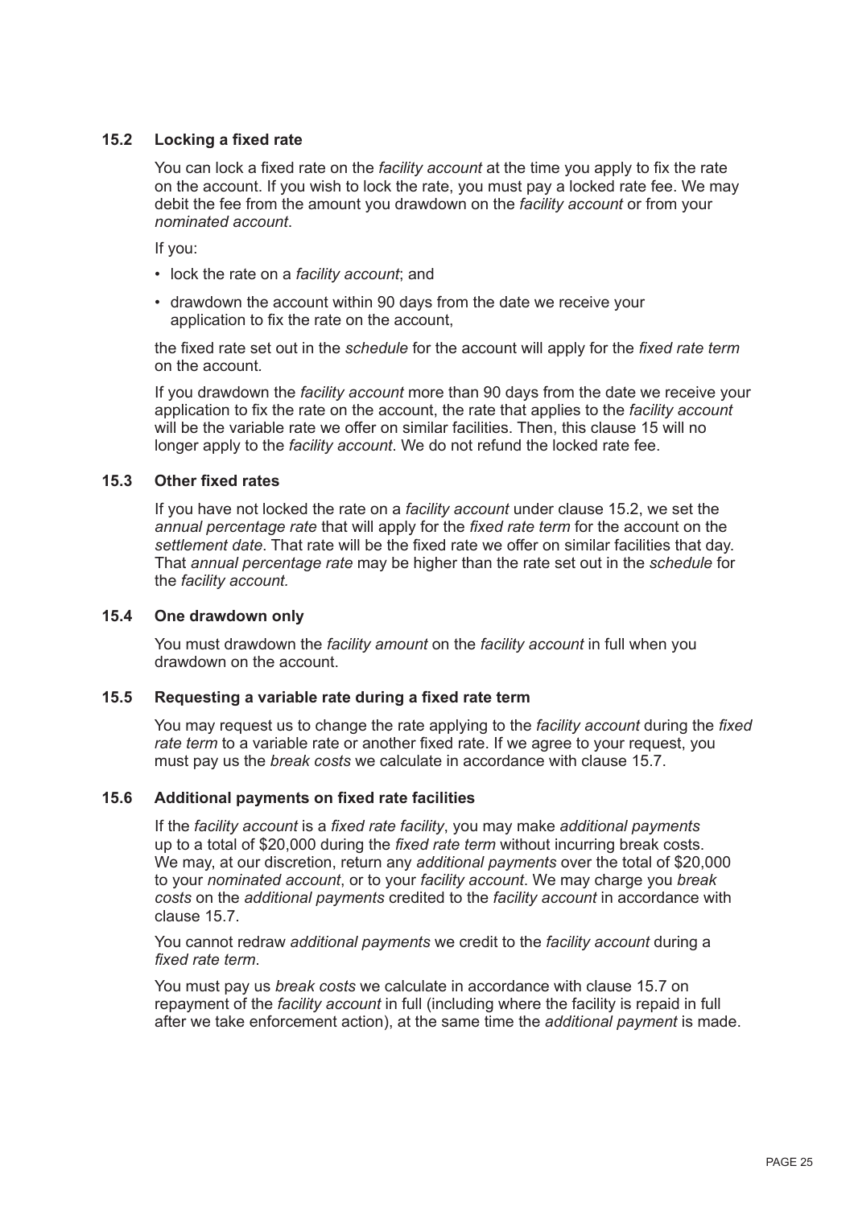### 15.2 Locking a fixed rate

You can lock a fixed rate on the *facility account* at the time you apply to fix the rate on the account. If you wish to lock the rate, you must pay a locked rate fee. We may debit the fee from the amount you drawdown on the *facility account* or from your *nominated account*.

If you:

- lock the rate on a *facility account*; and
- drawdown the account within 90 days from the date we receive your application to fix the rate on the account,

the fixed rate set out in the *schedule* for the account will apply for the *fixed rate term* on the account.

If you drawdown the *facility account* more than 90 days from the date we receive your application to fix the rate on the account, the rate that applies to the *facility account* will be the variable rate we offer on similar facilities. Then, this clause 15 will no longer apply to the *facility account*. We do not refund the locked rate fee.

### 15.3 Other fixed rates

If you have not locked the rate on a *facility account* under clause 15.2, we set the *annual percentage rate* that will apply for the *fixed rate term* for the account on the *settlement date*. That rate will be the fixed rate we offer on similar facilities that day. That *annual percentage rate* may be higher than the rate set out in the *schedule* for the *facility account.*

### 15.4 One drawdown only

You must drawdown the *facility amount* on the *facility account* in full when you drawdown on the account.

### 15.5 Requesting a variable rate during a fixed rate term

You may request us to change the rate applying to the *facility account* during the *fixed rate term* to a variable rate or another fixed rate. If we agree to your request, you must pay us the *break costs* we calculate in accordance with clause 15.7.

### 15.6 Additional payments on fixed rate facilities

If the *facility account* is a *fixed rate facility*, you may make *additional payments* up to a total of $20,000 during the *fixed rate term* without incurring break costs. We may, at our discretion, return any *additional payments* over the total of $20,000 to your *nominated account*, or to your *facility account*. We may charge you *break costs* on the *additional payments* credited to the *facility account* in accordance with clause 15.7.

You cannot redraw *additional payments* we credit to the *facility account* during a *fixed rate term*.

You must pay us *break costs* we calculate in accordance with clause 15.7 on repayment of the *facility account* in full (including where the facility is repaid in full after we take enforcement action), at the same time the *additional payment* is made.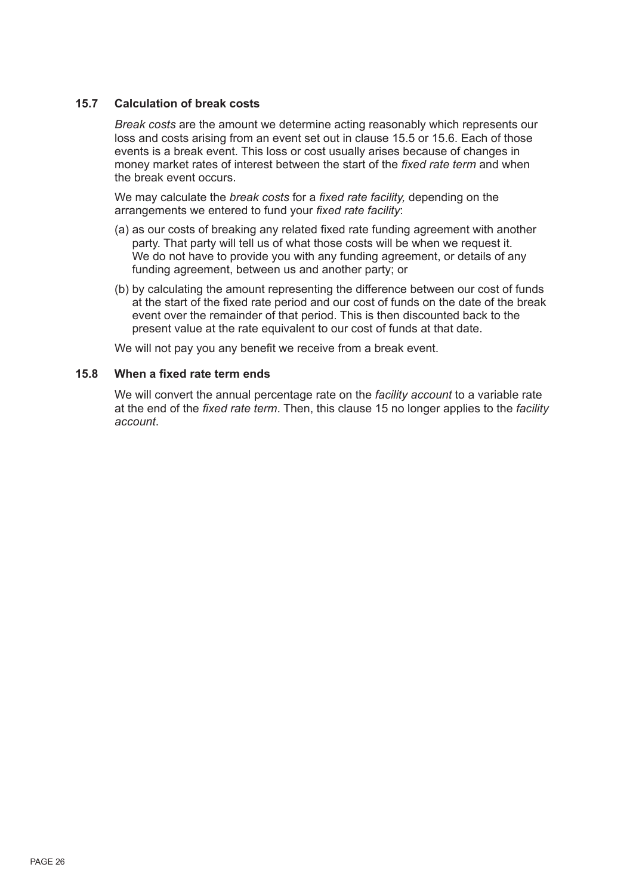### 15.7 Calculation of break costs

*Break costs* are the amount we determine acting reasonably which represents our loss and costs arising from an event set out in clause 15.5 or 15.6. Each of those events is a break event. This loss or cost usually arises because of changes in money market rates of interest between the start of the *fixed rate term* and when the break event occurs.

We may calculate the *break costs* for a *fixed rate facility,* depending on the arrangements we entered to fund your *fixed rate facility*:

(a) as our costs of breaking any related fixed rate funding agreement with another party. That party will tell us of what those costs will be when we request it. We do not have to provide you with any funding agreement, or details of any funding agreement, between us and another party; or

(b) by calculating the amount representing the difference between our cost of funds at the start of the fixed rate period and our cost of funds on the date of the break event over the remainder of that period. This is then discounted back to the present value at the rate equivalent to our cost of funds at that date.

We will not pay you any benefit we receive from a break event.

### 15.8 When a fixed rate term ends

We will convert the annual percentage rate on the *facility account* to a variable rate at the end of the *fixed rate term*. Then, this clause 15 no longer applies to the *facility account*.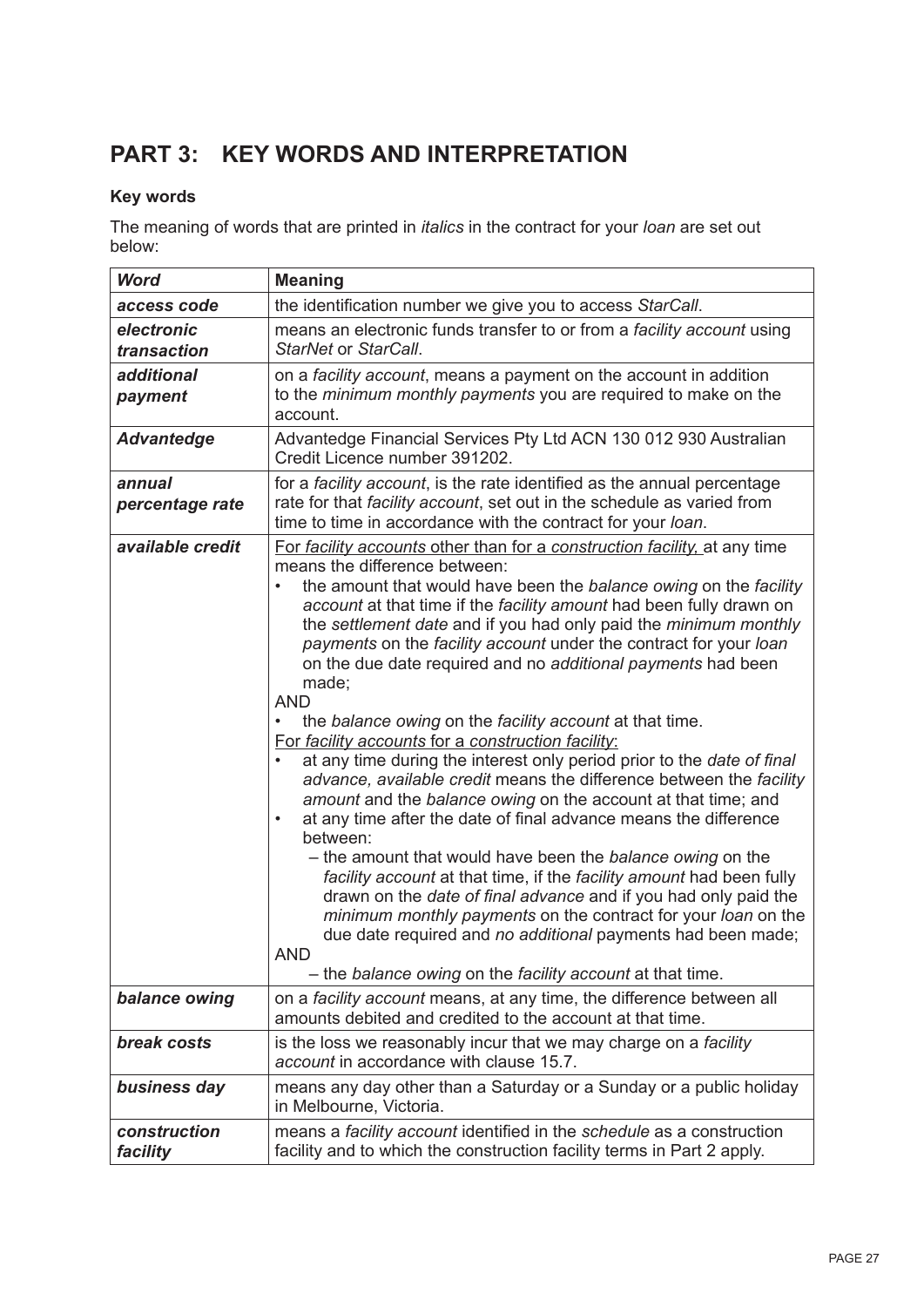## PART 3: KEY WORDS AND INTERPRETATION

### Key words

The meaning of words that are printed in *italics* in the contract for your *loan* are set out below:

| *Word* | **Meaning** |
|---|---|
| ***access code*** | the identification number we give you to access *StarCall*. |
| ***electronic transaction*** | means an electronic funds transfer to or from a *facility account* using *StarNet* or *StarCall*. |
| ***additional payment*** | on a *facility account*, means a payment on the account in addition to the *minimum monthly payments* you are required to make on the account. |
| ***Advantedge*** | Advantedge Financial Services Pty Ltd ACN 130 012 930 Australian Credit Licence number 391202. |
| ***annual percentage rate*** | for a *facility account*, is the rate identified as the annual percentage rate for that *facility account*, set out in the schedule as varied from time to time in accordance with the contract for your *loan*. |
| ***available credit*** | <u>For *facility accounts* other than for a *construction facility*,</u> at any time means the difference between: <br>• the amount that would have been the *balance owing* on the *facility account* at that time if the *facility amount* had been fully drawn on the *settlement date* and if you had only paid the *minimum monthly payments* on the *facility account* under the contract for your *loan* on the due date required and no *additional payments* had been made; <br>AND <br>• the *balance owing* on the *facility account* at that time. <br><u>For *facility accounts* for a *construction facility*:</u> <br>• at any time during the interest only period prior to the *date of final advance, available credit* means the difference between the *facility amount* and the *balance owing* on the account at that time; and <br>• at any time after the date of final advance means the difference between: <br>– the amount that would have been the *balance owing* on the *facility account* at that time, if the *facility amount* had been fully drawn on the *date of final advance* and if you had only paid the *minimum monthly payments* on the contract for your *loan* on the due date required and *no additional* payments had been made; <br>AND <br>– the *balance owing* on the *facility account* at that time. |
| ***balance owing*** | on a *facility account* means, at any time, the difference between all amounts debited and credited to the account at that time. |
| ***break costs*** | is the loss we reasonably incur that we may charge on a *facility account* in accordance with clause 15.7. |
| ***business day*** | means any day other than a Saturday or a Sunday or a public holiday in Melbourne, Victoria. |
| ***construction facility*** | means a *facility account* identified in the *schedule* as a construction facility and to which the construction facility terms in Part 2 apply. |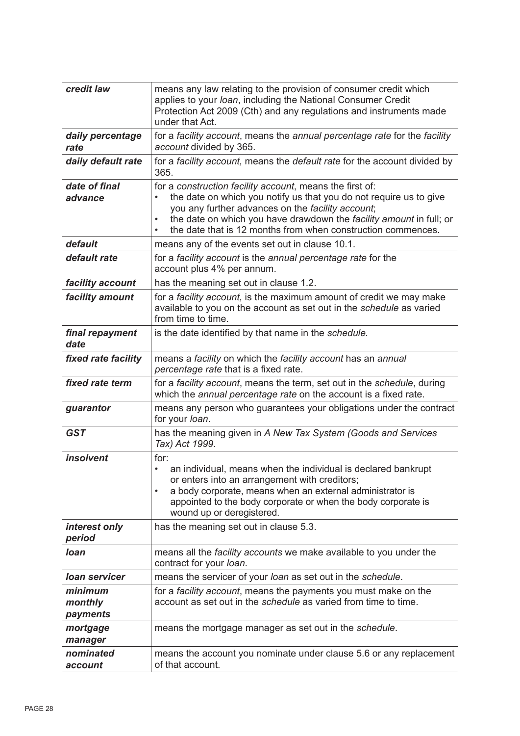| | |
|---|---|
| ***credit law*** | means any law relating to the provision of consumer credit which applies to your *loan*, including the National Consumer Credit Protection Act 2009 (Cth) and any regulations and instruments made under that Act. |
| ***daily percentage rate*** | for a *facility account*, means the *annual percentage rate* for the *facility account* divided by 365. |
| ***daily default rate*** | for a *facility account,* means the *default rate* for the account divided by 365. |
| ***date of final advance*** | for a *construction facility account*, means the first of:<br>• the date on which you notify us that you do not require us to give you any further advances on the *facility account*;<br>• the date on which you have drawdown the *facility amount* in full; or<br>• the date that is 12 months from when construction commences. |
| ***default*** | means any of the events set out in clause 10.1. |
| ***default rate*** | for a *facility account* is the *annual percentage rate* for the account plus 4% per annum. |
| ***facility account*** | has the meaning set out in clause 1.2. |
| ***facility amount*** | for a *facility account,* is the maximum amount of credit we may make available to you on the account as set out in the *schedule* as varied from time to time. |
| ***final repayment date*** | is the date identified by that name in the *schedule.* |
| ***fixed rate facility*** | means a *facility* on which the *facility account* has an *annual percentage rate* that is a fixed rate. |
| ***fixed rate term*** | for a *facility account*, means the term, set out in the *schedule*, during which the *annual percentage rate* on the account is a fixed rate. |
| ***guarantor*** | means any person who guarantees your obligations under the contract for your *loan*. |
| ***GST*** | has the meaning given in *A New Tax System (Goods and Services Tax) Act 1999.* |
| ***insolvent*** | for:<br>• an individual, means when the individual is declared bankrupt or enters into an arrangement with creditors;<br>• a body corporate, means when an external administrator is appointed to the body corporate or when the body corporate is wound up or deregistered. |
| ***interest only period*** | has the meaning set out in clause 5.3. |
| ***loan*** | means all the *facility accounts* we make available to you under the contract for your *loan*. |
| ***loan servicer*** | means the servicer of your *loan* as set out in the *schedule*. |
| ***minimum monthly payments*** | for a *facility account*, means the payments you must make on the account as set out in the *schedule* as varied from time to time. |
| ***mortgage manager*** | means the mortgage manager as set out in the *schedule*. |
| ***nominated account*** | means the account you nominate under clause 5.6 or any replacement of that account. |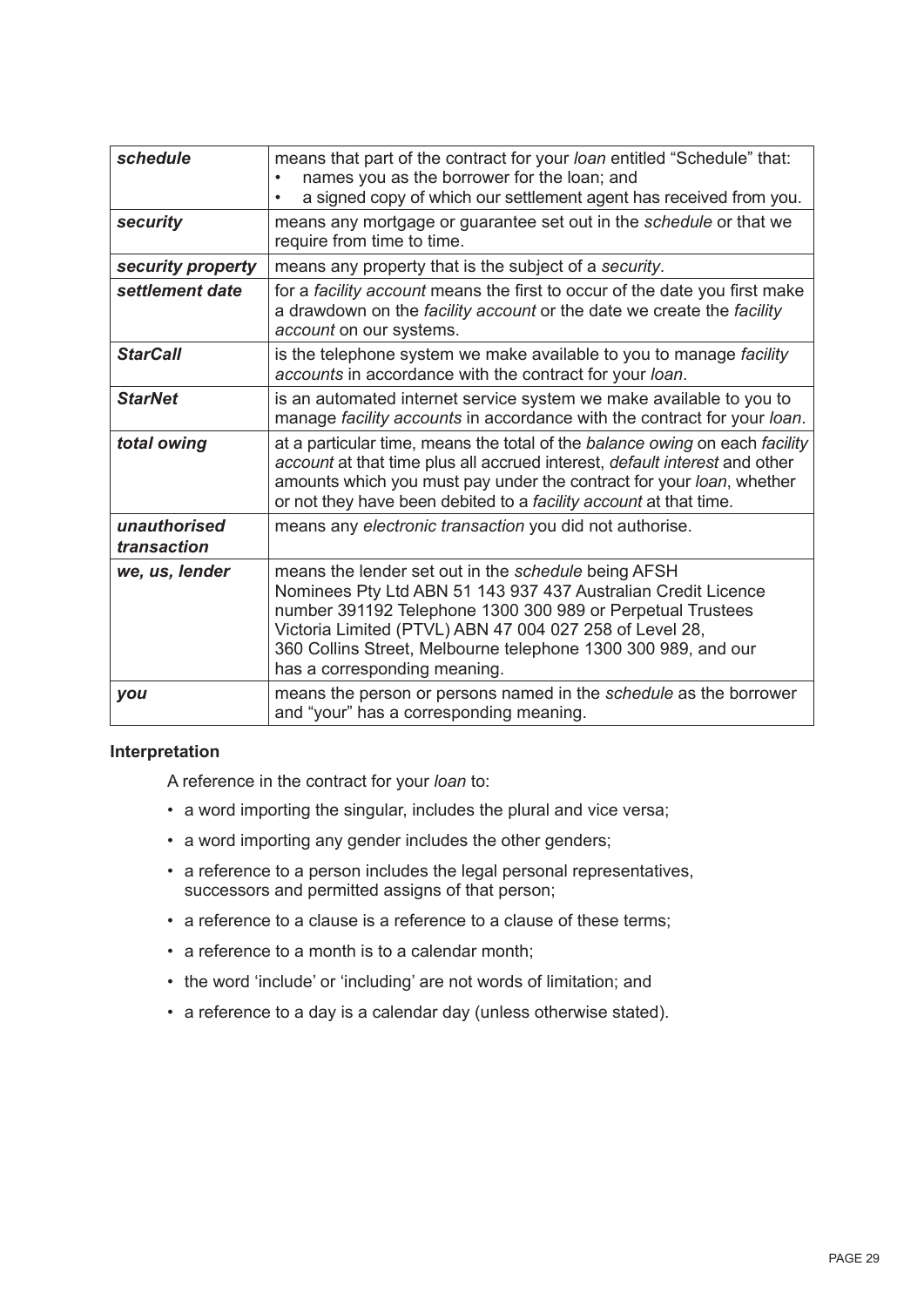| | |
|---|---|
| ***schedule*** | means that part of the contract for your *loan* entitled "Schedule" that:<br>• names you as the borrower for the loan; and<br>• a signed copy of which our settlement agent has received from you. |
| ***security*** | means any mortgage or guarantee set out in the *schedule* or that we require from time to time. |
| ***security property*** | means any property that is the subject of a *security*. |
| ***settlement date*** | for a *facility account* means the first to occur of the date you first make a drawdown on the *facility account* or the date we create the *facility account* on our systems. |
| ***StarCall*** | is the telephone system we make available to you to manage *facility accounts* in accordance with the contract for your *loan*. |
| ***StarNet*** | is an automated internet service system we make available to you to manage *facility accounts* in accordance with the contract for your *loan*. |
| ***total owing*** | at a particular time, means the total of the *balance owing* on each *facility account* at that time plus all accrued interest, *default interest* and other amounts which you must pay under the contract for your *loan*, whether or not they have been debited to a *facility account* at that time. |
| ***unauthorised transaction*** | means any *electronic transaction* you did not authorise. |
| ***we, us, lender*** | means the lender set out in the *schedule* being AFSH Nominees Pty Ltd ABN 51 143 937 437 Australian Credit Licence number 391192 Telephone 1300 300 989 or Perpetual Trustees Victoria Limited (PTVL) ABN 47 004 027 258 of Level 28, 360 Collins Street, Melbourne telephone 1300 300 989, and our has a corresponding meaning. |
| ***you*** | means the person or persons named in the *schedule* as the borrower and "your" has a corresponding meaning. |

**Interpretation**

A reference in the contract for your *loan* to:

- a word importing the singular, includes the plural and vice versa;
- a word importing any gender includes the other genders;
- a reference to a person includes the legal personal representatives, successors and permitted assigns of that person;
- a reference to a clause is a reference to a clause of these terms;
- a reference to a month is to a calendar month;
- the word 'include' or 'including' are not words of limitation; and
- a reference to a day is a calendar day (unless otherwise stated).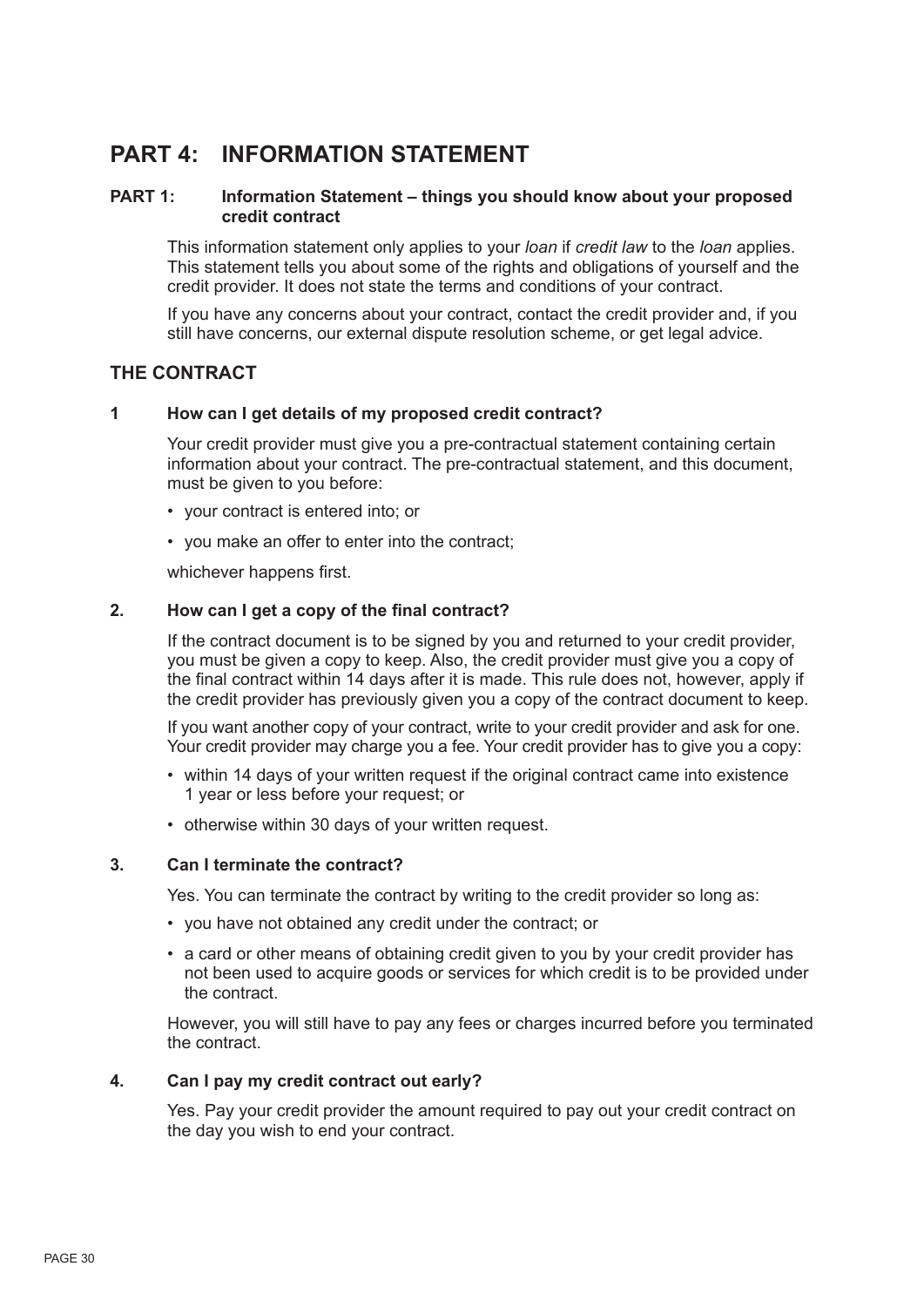# PART 4: INFORMATION STATEMENT

## PART 1: Information Statement – things you should know about your proposed credit contract

This information statement only applies to your *loan* if *credit law* to the *loan* applies. This statement tells you about some of the rights and obligations of yourself and the credit provider. It does not state the terms and conditions of your contract.

If you have any concerns about your contract, contact the credit provider and, if you still have concerns, our external dispute resolution scheme, or get legal advice.

## THE CONTRACT

### 1 How can I get details of my proposed credit contract?

Your credit provider must give you a pre-contractual statement containing certain information about your contract. The pre-contractual statement, and this document, must be given to you before:

- your contract is entered into; or
- you make an offer to enter into the contract;

whichever happens first.

### 2. How can I get a copy of the final contract?

If the contract document is to be signed by you and returned to your credit provider, you must be given a copy to keep. Also, the credit provider must give you a copy of the final contract within 14 days after it is made. This rule does not, however, apply if the credit provider has previously given you a copy of the contract document to keep.

If you want another copy of your contract, write to your credit provider and ask for one. Your credit provider may charge you a fee. Your credit provider has to give you a copy:

- within 14 days of your written request if the original contract came into existence 1 year or less before your request; or
- otherwise within 30 days of your written request.

### 3. Can I terminate the contract?

Yes. You can terminate the contract by writing to the credit provider so long as:

- you have not obtained any credit under the contract; or
- a card or other means of obtaining credit given to you by your credit provider has not been used to acquire goods or services for which credit is to be provided under the contract.

However, you will still have to pay any fees or charges incurred before you terminated the contract.

### 4. Can I pay my credit contract out early?

Yes. Pay your credit provider the amount required to pay out your credit contract on the day you wish to end your contract.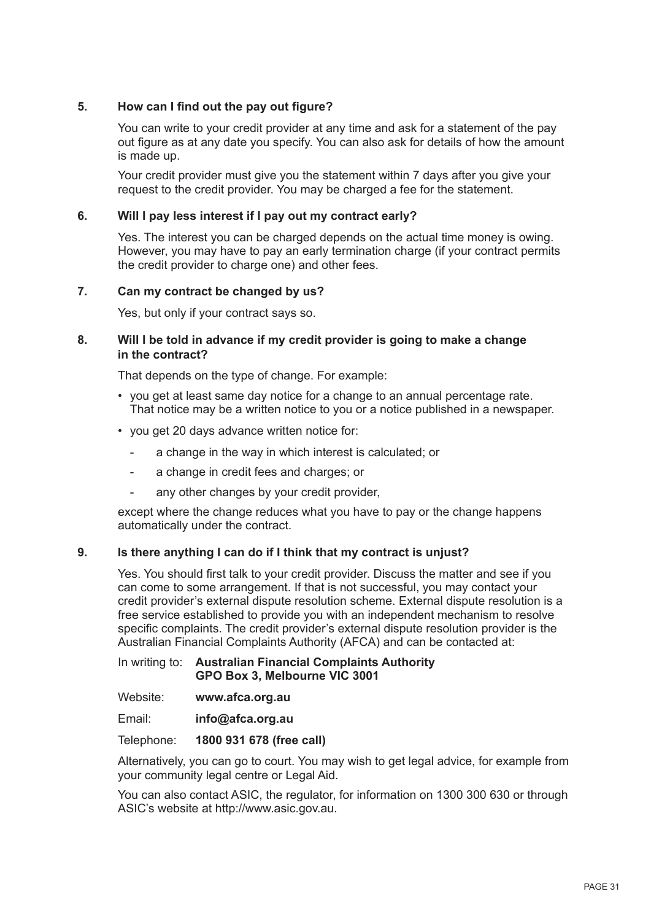### 5. How can I find out the pay out figure?

You can write to your credit provider at any time and ask for a statement of the pay out figure as at any date you specify. You can also ask for details of how the amount is made up.

Your credit provider must give you the statement within 7 days after you give your request to the credit provider. You may be charged a fee for the statement.

### 6. Will I pay less interest if I pay out my contract early?

Yes. The interest you can be charged depends on the actual time money is owing. However, you may have to pay an early termination charge (if your contract permits the credit provider to charge one) and other fees.

### 7. Can my contract be changed by us?

Yes, but only if your contract says so.

### 8. Will I be told in advance if my credit provider is going to make a change in the contract?

That depends on the type of change. For example:

- you get at least same day notice for a change to an annual percentage rate. That notice may be a written notice to you or a notice published in a newspaper.
- you get 20 days advance written notice for:
  - a change in the way in which interest is calculated; or
  - a change in credit fees and charges; or
  - any other changes by your credit provider,

except where the change reduces what you have to pay or the change happens automatically under the contract.

### 9. Is there anything I can do if I think that my contract is unjust?

Yes. You should first talk to your credit provider. Discuss the matter and see if you can come to some arrangement. If that is not successful, you may contact your credit provider's external dispute resolution scheme. External dispute resolution is a free service established to provide you with an independent mechanism to resolve specific complaints. The credit provider's external dispute resolution provider is the Australian Financial Complaints Authority (AFCA) and can be contacted at:

In writing to: **Australian Financial Complaints Authority**
**GPO Box 3, Melbourne VIC 3001**

Website: **www.afca.org.au**

Email: **info@afca.org.au**

Telephone: **1800 931 678 (free call)**

Alternatively, you can go to court. You may wish to get legal advice, for example from your community legal centre or Legal Aid.

You can also contact ASIC, the regulator, for information on 1300 300 630 or through ASIC's website at http://www.asic.gov.au.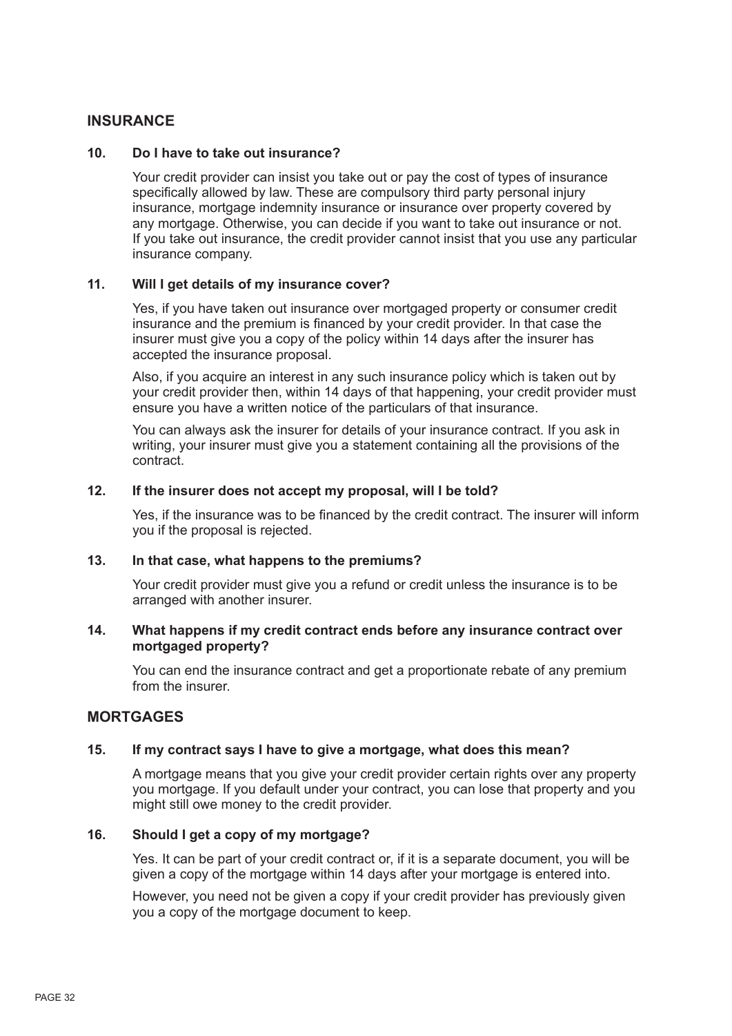## INSURANCE

### 10. Do I have to take out insurance?

Your credit provider can insist you take out or pay the cost of types of insurance specifically allowed by law. These are compulsory third party personal injury insurance, mortgage indemnity insurance or insurance over property covered by any mortgage. Otherwise, you can decide if you want to take out insurance or not. If you take out insurance, the credit provider cannot insist that you use any particular insurance company.

### 11. Will I get details of my insurance cover?

Yes, if you have taken out insurance over mortgaged property or consumer credit insurance and the premium is financed by your credit provider. In that case the insurer must give you a copy of the policy within 14 days after the insurer has accepted the insurance proposal.

Also, if you acquire an interest in any such insurance policy which is taken out by your credit provider then, within 14 days of that happening, your credit provider must ensure you have a written notice of the particulars of that insurance.

You can always ask the insurer for details of your insurance contract. If you ask in writing, your insurer must give you a statement containing all the provisions of the contract.

### 12. If the insurer does not accept my proposal, will I be told?

Yes, if the insurance was to be financed by the credit contract. The insurer will inform you if the proposal is rejected.

### 13. In that case, what happens to the premiums?

Your credit provider must give you a refund or credit unless the insurance is to be arranged with another insurer.

### 14. What happens if my credit contract ends before any insurance contract over mortgaged property?

You can end the insurance contract and get a proportionate rebate of any premium from the insurer.

## MORTGAGES

### 15. If my contract says I have to give a mortgage, what does this mean?

A mortgage means that you give your credit provider certain rights over any property you mortgage. If you default under your contract, you can lose that property and you might still owe money to the credit provider.

### 16. Should I get a copy of my mortgage?

Yes. It can be part of your credit contract or, if it is a separate document, you will be given a copy of the mortgage within 14 days after your mortgage is entered into.

However, you need not be given a copy if your credit provider has previously given you a copy of the mortgage document to keep.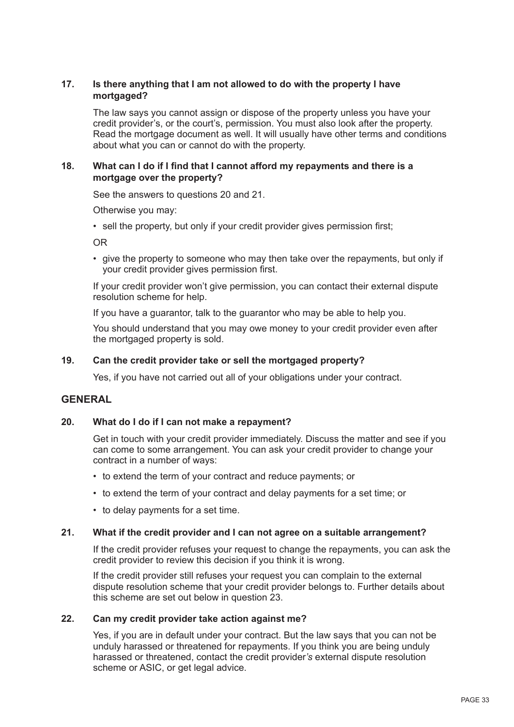**17. Is there anything that I am not allowed to do with the property I have mortgaged?**

The law says you cannot assign or dispose of the property unless you have your credit provider's, or the court's, permission. You must also look after the property. Read the mortgage document as well. It will usually have other terms and conditions about what you can or cannot do with the property.

**18. What can I do if I find that I cannot afford my repayments and there is a mortgage over the property?**

See the answers to questions 20 and 21.

Otherwise you may:

- sell the property, but only if your credit provider gives permission first;

OR

- give the property to someone who may then take over the repayments, but only if your credit provider gives permission first.

If your credit provider won't give permission, you can contact their external dispute resolution scheme for help.

If you have a guarantor, talk to the guarantor who may be able to help you.

You should understand that you may owe money to your credit provider even after the mortgaged property is sold.

**19. Can the credit provider take or sell the mortgaged property?**

Yes, if you have not carried out all of your obligations under your contract.

## GENERAL

**20. What do I do if I can not make a repayment?**

Get in touch with your credit provider immediately. Discuss the matter and see if you can come to some arrangement. You can ask your credit provider to change your contract in a number of ways:

- to extend the term of your contract and reduce payments; or
- to extend the term of your contract and delay payments for a set time; or
- to delay payments for a set time.

**21. What if the credit provider and I can not agree on a suitable arrangement?**

If the credit provider refuses your request to change the repayments, you can ask the credit provider to review this decision if you think it is wrong.

If the credit provider still refuses your request you can complain to the external dispute resolution scheme that your credit provider belongs to. Further details about this scheme are set out below in question 23.

**22. Can my credit provider take action against me?**

Yes, if you are in default under your contract. But the law says that you can not be unduly harassed or threatened for repayments. If you think you are being unduly harassed or threatened, contact the credit provider's external dispute resolution scheme or ASIC, or get legal advice.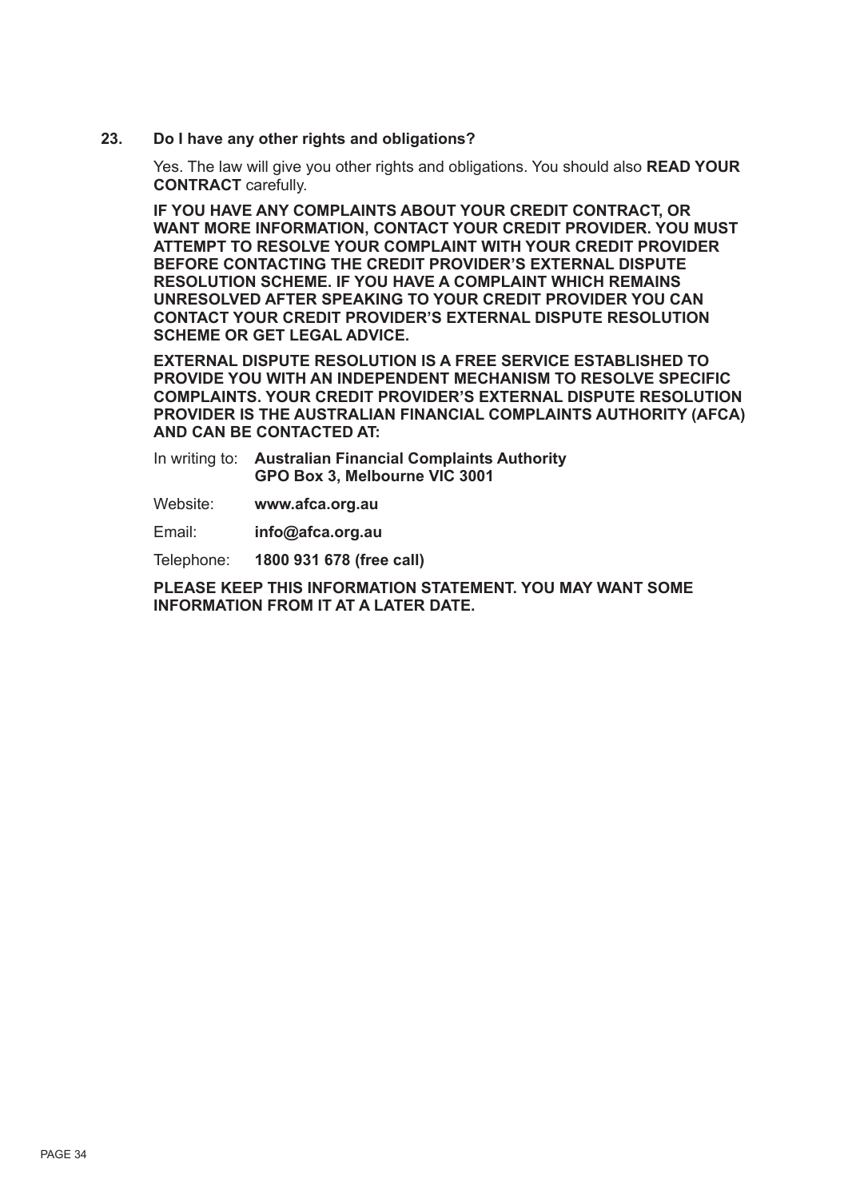### 23. Do I have any other rights and obligations?

Yes. The law will give you other rights and obligations. You should also **READ YOUR CONTRACT** carefully.

**IF YOU HAVE ANY COMPLAINTS ABOUT YOUR CREDIT CONTRACT, OR WANT MORE INFORMATION, CONTACT YOUR CREDIT PROVIDER. YOU MUST ATTEMPT TO RESOLVE YOUR COMPLAINT WITH YOUR CREDIT PROVIDER BEFORE CONTACTING THE CREDIT PROVIDER'S EXTERNAL DISPUTE RESOLUTION SCHEME. IF YOU HAVE A COMPLAINT WHICH REMAINS UNRESOLVED AFTER SPEAKING TO YOUR CREDIT PROVIDER YOU CAN CONTACT YOUR CREDIT PROVIDER'S EXTERNAL DISPUTE RESOLUTION SCHEME OR GET LEGAL ADVICE.**

**EXTERNAL DISPUTE RESOLUTION IS A FREE SERVICE ESTABLISHED TO PROVIDE YOU WITH AN INDEPENDENT MECHANISM TO RESOLVE SPECIFIC COMPLAINTS. YOUR CREDIT PROVIDER'S EXTERNAL DISPUTE RESOLUTION PROVIDER IS THE AUSTRALIAN FINANCIAL COMPLAINTS AUTHORITY (AFCA) AND CAN BE CONTACTED AT:**

In writing to: **Australian Financial Complaints Authority**
**GPO Box 3, Melbourne VIC 3001**

Website: **www.afca.org.au**

Email: **info@afca.org.au**

Telephone: **1800 931 678 (free call)**

**PLEASE KEEP THIS INFORMATION STATEMENT. YOU MAY WANT SOME INFORMATION FROM IT AT A LATER DATE.**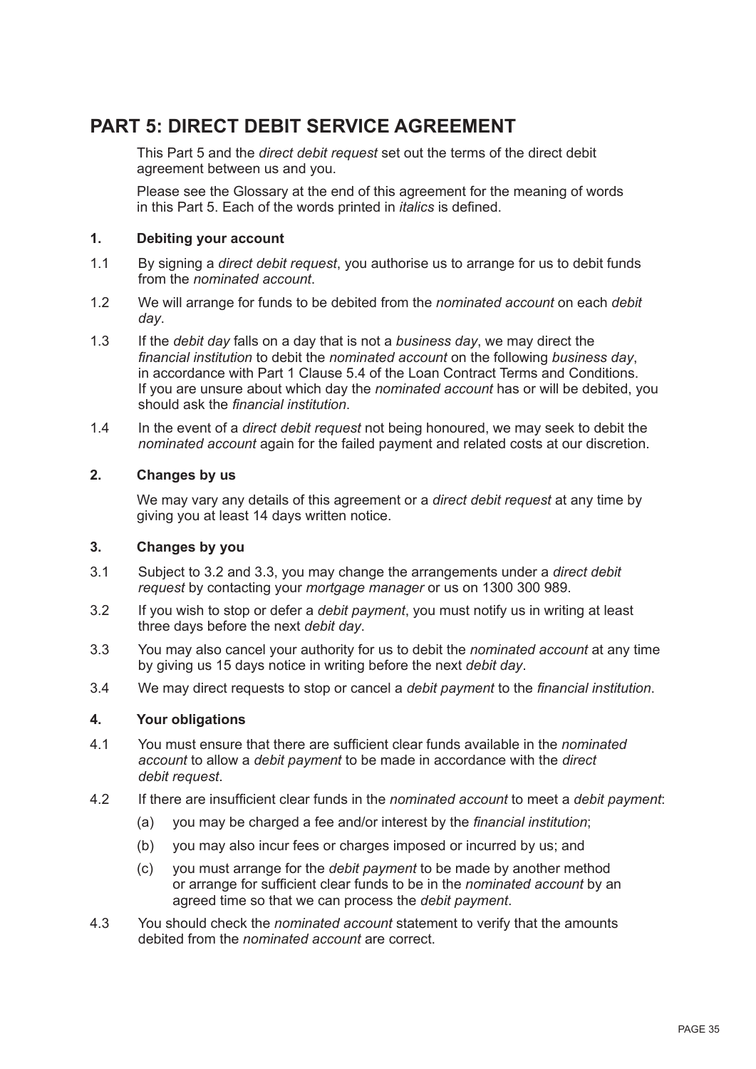# PART 5: DIRECT DEBIT SERVICE AGREEMENT

This Part 5 and the *direct debit request* set out the terms of the direct debit agreement between us and you.

Please see the Glossary at the end of this agreement for the meaning of words in this Part 5. Each of the words printed in *italics* is defined.

## 1. Debiting your account

1.1 By signing a *direct debit request*, you authorise us to arrange for us to debit funds from the *nominated account*.

1.2 We will arrange for funds to be debited from the *nominated account* on each *debit day*.

1.3 If the *debit day* falls on a day that is not a *business day*, we may direct the *financial institution* to debit the *nominated account* on the following *business day*, in accordance with Part 1 Clause 5.4 of the Loan Contract Terms and Conditions. If you are unsure about which day the *nominated account* has or will be debited, you should ask the *financial institution*.

1.4 In the event of a *direct debit request* not being honoured, we may seek to debit the *nominated account* again for the failed payment and related costs at our discretion.

## 2. Changes by us

We may vary any details of this agreement or a *direct debit request* at any time by giving you at least 14 days written notice.

## 3. Changes by you

3.1 Subject to 3.2 and 3.3, you may change the arrangements under a *direct debit request* by contacting your *mortgage manager* or us on 1300 300 989.

3.2 If you wish to stop or defer a *debit payment*, you must notify us in writing at least three days before the next *debit day*.

3.3 You may also cancel your authority for us to debit the *nominated account* at any time by giving us 15 days notice in writing before the next *debit day*.

3.4 We may direct requests to stop or cancel a *debit payment* to the *financial institution*.

## 4. Your obligations

4.1 You must ensure that there are sufficient clear funds available in the *nominated account* to allow a *debit payment* to be made in accordance with the *direct debit request*.

4.2 If there are insufficient clear funds in the *nominated account* to meet a *debit payment*:

- (a) you may be charged a fee and/or interest by the *financial institution*;
- (b) you may also incur fees or charges imposed or incurred by us; and
- (c) you must arrange for the *debit payment* to be made by another method or arrange for sufficient clear funds to be in the *nominated account* by an agreed time so that we can process the *debit payment*.

4.3 You should check the *nominated account* statement to verify that the amounts debited from the *nominated account* are correct.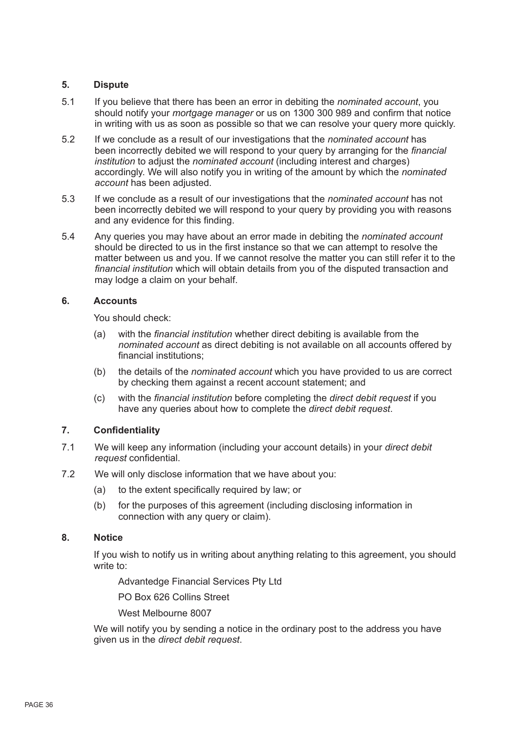## 5. Dispute

5.1 If you believe that there has been an error in debiting the *nominated account*, you should notify your *mortgage manager* or us on 1300 300 989 and confirm that notice in writing with us as soon as possible so that we can resolve your query more quickly.

5.2 If we conclude as a result of our investigations that the *nominated account* has been incorrectly debited we will respond to your query by arranging for the *financial institution* to adjust the *nominated account* (including interest and charges) accordingly. We will also notify you in writing of the amount by which the *nominated account* has been adjusted.

5.3 If we conclude as a result of our investigations that the *nominated account* has not been incorrectly debited we will respond to your query by providing you with reasons and any evidence for this finding.

5.4 Any queries you may have about an error made in debiting the *nominated account* should be directed to us in the first instance so that we can attempt to resolve the matter between us and you. If we cannot resolve the matter you can still refer it to the *financial institution* which will obtain details from you of the disputed transaction and may lodge a claim on your behalf.

## 6. Accounts

You should check:

(a) with the *financial institution* whether direct debiting is available from the *nominated account* as direct debiting is not available on all accounts offered by financial institutions;

(b) the details of the *nominated account* which you have provided to us are correct by checking them against a recent account statement; and

(c) with the *financial institution* before completing the *direct debit request* if you have any queries about how to complete the *direct debit request*.

## 7. Confidentiality

7.1 We will keep any information (including your account details) in your *direct debit request* confidential.

7.2 We will only disclose information that we have about you:

(a) to the extent specifically required by law; or

(b) for the purposes of this agreement (including disclosing information in connection with any query or claim).

## 8. Notice

If you wish to notify us in writing about anything relating to this agreement, you should write to:

Advantedge Financial Services Pty Ltd

PO Box 626 Collins Street

West Melbourne 8007

We will notify you by sending a notice in the ordinary post to the address you have given us in the *direct debit request*.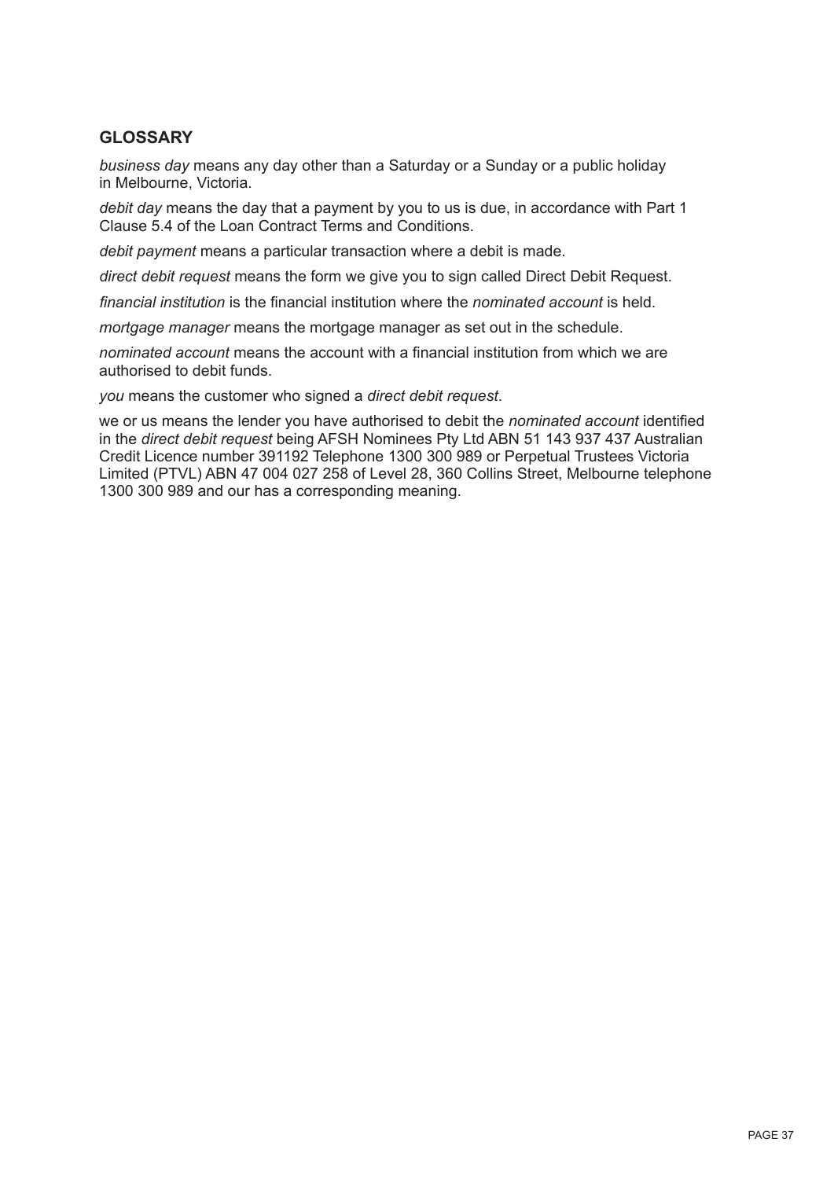## GLOSSARY

*business day* means any day other than a Saturday or a Sunday or a public holiday in Melbourne, Victoria.

*debit day* means the day that a payment by you to us is due, in accordance with Part 1 Clause 5.4 of the Loan Contract Terms and Conditions.

*debit payment* means a particular transaction where a debit is made.

*direct debit request* means the form we give you to sign called Direct Debit Request.

*financial institution* is the financial institution where the *nominated account* is held.

*mortgage manager* means the mortgage manager as set out in the schedule.

*nominated account* means the account with a financial institution from which we are authorised to debit funds.

*you* means the customer who signed a *direct debit request*.

we or us means the lender you have authorised to debit the *nominated account* identified in the *direct debit request* being AFSH Nominees Pty Ltd ABN 51 143 937 437 Australian Credit Licence number 391192 Telephone 1300 300 989 or Perpetual Trustees Victoria Limited (PTVL) ABN 47 004 027 258 of Level 28, 360 Collins Street, Melbourne telephone 1300 300 989 and our has a corresponding meaning.